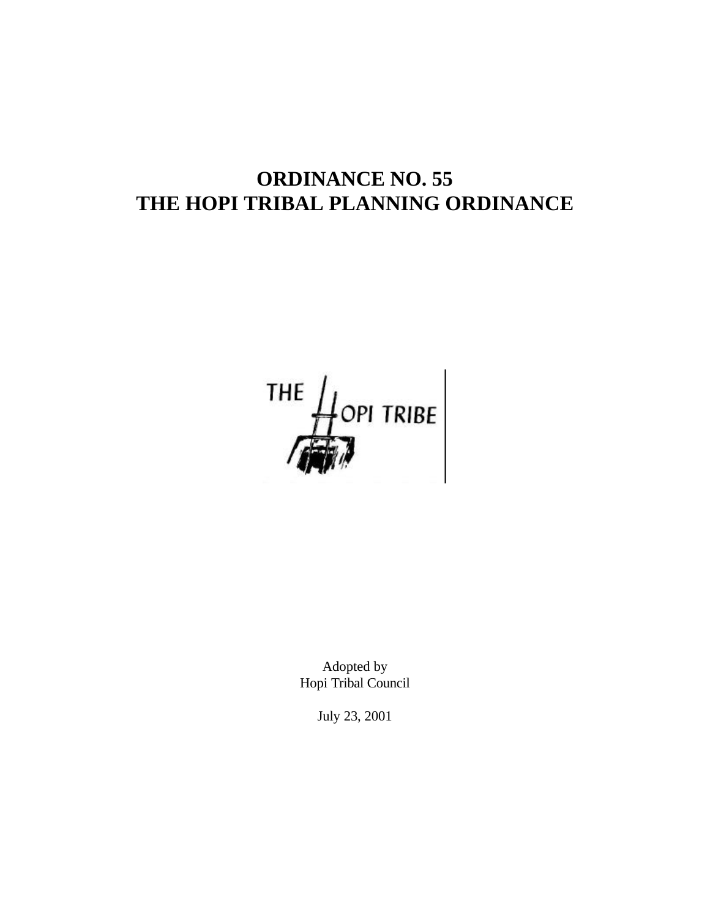# ORDINANCE NO. 55
# THE HOPI TRIBAL PLANNING ORDINANCE

THE HOPI TRIBE

Adopted by
Hopi Tribal Council

July 23, 2001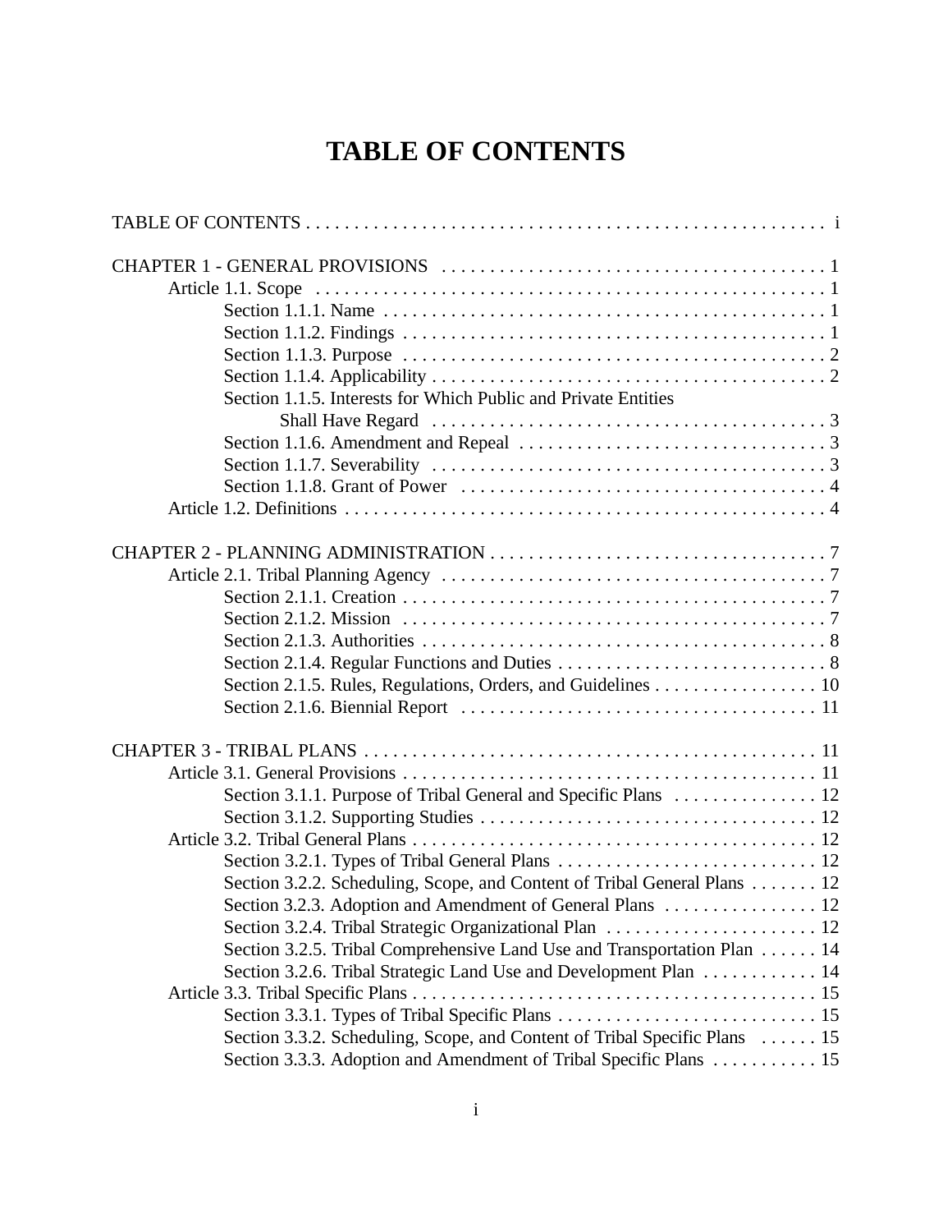# TABLE OF CONTENTS

TABLE OF CONTENTS . . . . . . . . . . . . . . . . . . . . . . . . . . . . . . . . . . . . . . . . . . . . . . . . . . . . . i

CHAPTER 1 - GENERAL PROVISIONS . . . . . . . . . . . . . . . . . . . . . . . . . . . . . . . . . . . . . . . . 1
- Article 1.1. Scope . . . . . . . . . . . . . . . . . . . . . . . . . . . . . . . . . . . . . . . . . . . . . . . . . . . . . 1
  - Section 1.1.1. Name . . . . . . . . . . . . . . . . . . . . . . . . . . . . . . . . . . . . . . . . . . . . . . . 1
  - Section 1.1.2. Findings . . . . . . . . . . . . . . . . . . . . . . . . . . . . . . . . . . . . . . . . . . . . . 1
  - Section 1.1.3. Purpose . . . . . . . . . . . . . . . . . . . . . . . . . . . . . . . . . . . . . . . . . . . . . 2
  - Section 1.1.4. Applicability . . . . . . . . . . . . . . . . . . . . . . . . . . . . . . . . . . . . . . . . . . 2
  - Section 1.1.5. Interests for Which Public and Private Entities Shall Have Regard . . . . . . . . . . . . . . . . . . . . . . . . . . . . . . . . . . . . . . . . . 3
  - Section 1.1.6. Amendment and Repeal . . . . . . . . . . . . . . . . . . . . . . . . . . . . . . . . 3
  - Section 1.1.7. Severability . . . . . . . . . . . . . . . . . . . . . . . . . . . . . . . . . . . . . . . . . 3
  - Section 1.1.8. Grant of Power . . . . . . . . . . . . . . . . . . . . . . . . . . . . . . . . . . . . . . . 4
- Article 1.2. Definitions . . . . . . . . . . . . . . . . . . . . . . . . . . . . . . . . . . . . . . . . . . . . . . . . . . 4

CHAPTER 2 - PLANNING ADMINISTRATION . . . . . . . . . . . . . . . . . . . . . . . . . . . . . . . . . . . 7
- Article 2.1. Tribal Planning Agency . . . . . . . . . . . . . . . . . . . . . . . . . . . . . . . . . . . . . . . . 7
  - Section 2.1.1. Creation . . . . . . . . . . . . . . . . . . . . . . . . . . . . . . . . . . . . . . . . . . . . . 7
  - Section 2.1.2. Mission . . . . . . . . . . . . . . . . . . . . . . . . . . . . . . . . . . . . . . . . . . . . . 7
  - Section 2.1.3. Authorities . . . . . . . . . . . . . . . . . . . . . . . . . . . . . . . . . . . . . . . . . . . 8
  - Section 2.1.4. Regular Functions and Duties . . . . . . . . . . . . . . . . . . . . . . . . . . . . 8
  - Section 2.1.5. Rules, Regulations, Orders, and Guidelines . . . . . . . . . . . . . . . . . 10
  - Section 2.1.6. Biennial Report . . . . . . . . . . . . . . . . . . . . . . . . . . . . . . . . . . . . . 11

CHAPTER 3 - TRIBAL PLANS . . . . . . . . . . . . . . . . . . . . . . . . . . . . . . . . . . . . . . . . . . . . . . 11
- Article 3.1. General Provisions . . . . . . . . . . . . . . . . . . . . . . . . . . . . . . . . . . . . . . . . . . . 11
  - Section 3.1.1. Purpose of Tribal General and Specific Plans . . . . . . . . . . . . . . . 12
  - Section 3.1.2. Supporting Studies . . . . . . . . . . . . . . . . . . . . . . . . . . . . . . . . . . . 12
- Article 3.2. Tribal General Plans . . . . . . . . . . . . . . . . . . . . . . . . . . . . . . . . . . . . . . . . . . 12
  - Section 3.2.1. Types of Tribal General Plans . . . . . . . . . . . . . . . . . . . . . . . . . . . 12
  - Section 3.2.2. Scheduling, Scope, and Content of Tribal General Plans . . . . . . . 12
  - Section 3.2.3. Adoption and Amendment of General Plans . . . . . . . . . . . . . . . . 12
  - Section 3.2.4. Tribal Strategic Organizational Plan . . . . . . . . . . . . . . . . . . . . . . 12
  - Section 3.2.5. Tribal Comprehensive Land Use and Transportation Plan . . . . . . 14
  - Section 3.2.6. Tribal Strategic Land Use and Development Plan . . . . . . . . . . . . 14
- Article 3.3. Tribal Specific Plans . . . . . . . . . . . . . . . . . . . . . . . . . . . . . . . . . . . . . . . . . . 15
  - Section 3.3.1. Types of Tribal Specific Plans . . . . . . . . . . . . . . . . . . . . . . . . . . . 15
  - Section 3.3.2. Scheduling, Scope, and Content of Tribal Specific Plans . . . . . . 15
  - Section 3.3.3. Adoption and Amendment of Tribal Specific Plans . . . . . . . . . . . 15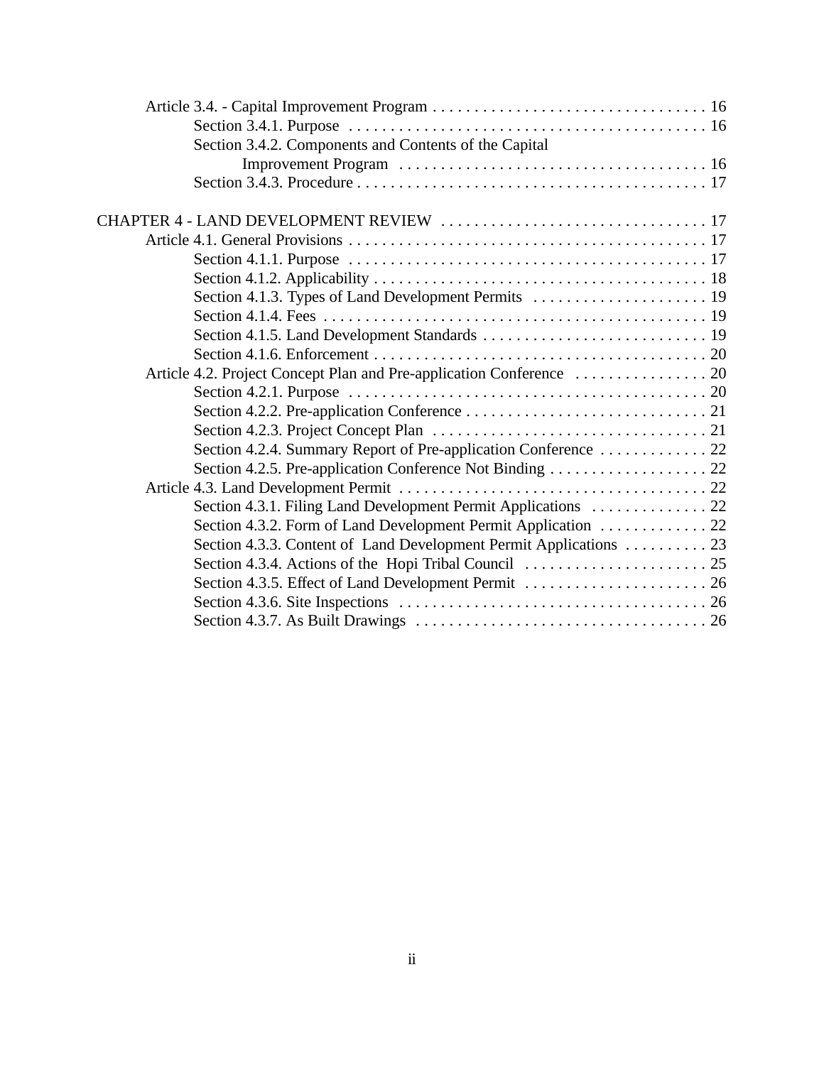Article 3.4. - Capital Improvement Program . . . . . . . . . . . . . . . . . . . . . . . . . . . . . . . . . 16
- Section 3.4.1. Purpose . . . . . . . . . . . . . . . . . . . . . . . . . . . . . . . . . . . . . . . . . . . 16
- Section 3.4.2. Components and Contents of the Capital Improvement Program . . . . . . . . . . . . . . . . . . . . . . . . . . . . . . . . . . . . . 16
- Section 3.4.3. Procedure . . . . . . . . . . . . . . . . . . . . . . . . . . . . . . . . . . . . . . . . . . 17

CHAPTER 4 - LAND DEVELOPMENT REVIEW . . . . . . . . . . . . . . . . . . . . . . . . . . . . . . . . 17

Article 4.1. General Provisions . . . . . . . . . . . . . . . . . . . . . . . . . . . . . . . . . . . . . . . . . . . 17
- Section 4.1.1. Purpose . . . . . . . . . . . . . . . . . . . . . . . . . . . . . . . . . . . . . . . . . . . 17
- Section 4.1.2. Applicability . . . . . . . . . . . . . . . . . . . . . . . . . . . . . . . . . . . . . . . . 18
- Section 4.1.3. Types of Land Development Permits . . . . . . . . . . . . . . . . . . . . . 19
- Section 4.1.4. Fees . . . . . . . . . . . . . . . . . . . . . . . . . . . . . . . . . . . . . . . . . . . . . . 19
- Section 4.1.5. Land Development Standards . . . . . . . . . . . . . . . . . . . . . . . . . . . 19
- Section 4.1.6. Enforcement . . . . . . . . . . . . . . . . . . . . . . . . . . . . . . . . . . . . . . . . 20

Article 4.2. Project Concept Plan and Pre-application Conference . . . . . . . . . . . . . . . . 20
- Section 4.2.1. Purpose . . . . . . . . . . . . . . . . . . . . . . . . . . . . . . . . . . . . . . . . . . . 20
- Section 4.2.2. Pre-application Conference . . . . . . . . . . . . . . . . . . . . . . . . . . . . . 21
- Section 4.2.3. Project Concept Plan . . . . . . . . . . . . . . . . . . . . . . . . . . . . . . . . . 21
- Section 4.2.4. Summary Report of Pre-application Conference . . . . . . . . . . . . . 22
- Section 4.2.5. Pre-application Conference Not Binding . . . . . . . . . . . . . . . . . . . 22

Article 4.3. Land Development Permit . . . . . . . . . . . . . . . . . . . . . . . . . . . . . . . . . . . . . 22
- Section 4.3.1. Filing Land Development Permit Applications . . . . . . . . . . . . . . 22
- Section 4.3.2. Form of Land Development Permit Application . . . . . . . . . . . . . 22
- Section 4.3.3. Content of Land Development Permit Applications . . . . . . . . . . 23
- Section 4.3.4. Actions of the Hopi Tribal Council . . . . . . . . . . . . . . . . . . . . . . 25
- Section 4.3.5. Effect of Land Development Permit . . . . . . . . . . . . . . . . . . . . . . 26
- Section 4.3.6. Site Inspections . . . . . . . . . . . . . . . . . . . . . . . . . . . . . . . . . . . . . 26
- Section 4.3.7. As Built Drawings . . . . . . . . . . . . . . . . . . . . . . . . . . . . . . . . . . . 26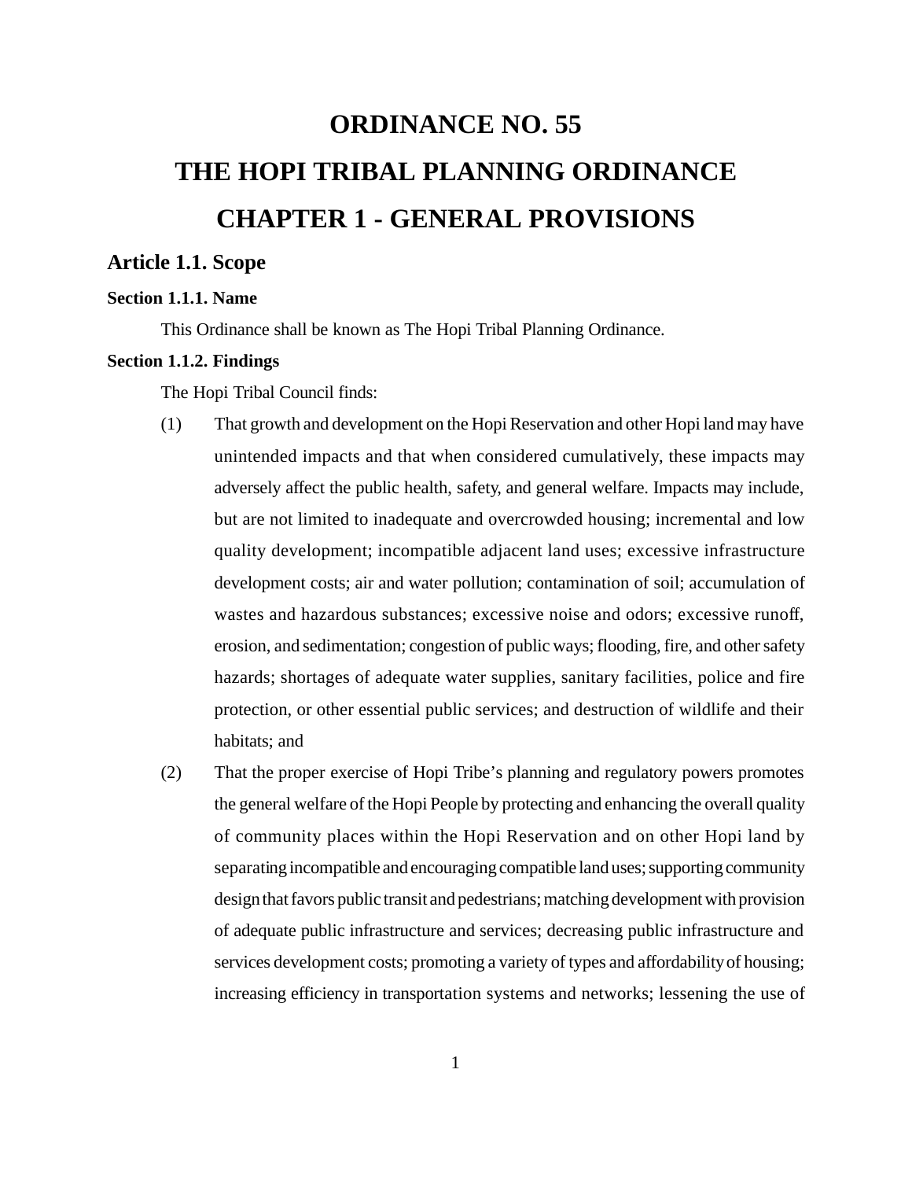# ORDINANCE NO. 55

# THE HOPI TRIBAL PLANNING ORDINANCE

# CHAPTER 1 - GENERAL PROVISIONS

## Article 1.1. Scope

### Section 1.1.1. Name

This Ordinance shall be known as The Hopi Tribal Planning Ordinance.

### Section 1.1.2. Findings

The Hopi Tribal Council finds:

(1) That growth and development on the Hopi Reservation and other Hopi land may have unintended impacts and that when considered cumulatively, these impacts may adversely affect the public health, safety, and general welfare. Impacts may include, but are not limited to inadequate and overcrowded housing; incremental and low quality development; incompatible adjacent land uses; excessive infrastructure development costs; air and water pollution; contamination of soil; accumulation of wastes and hazardous substances; excessive noise and odors; excessive runoff, erosion, and sedimentation; congestion of public ways; flooding, fire, and other safety hazards; shortages of adequate water supplies, sanitary facilities, police and fire protection, or other essential public services; and destruction of wildlife and their habitats; and

(2) That the proper exercise of Hopi Tribe's planning and regulatory powers promotes the general welfare of the Hopi People by protecting and enhancing the overall quality of community places within the Hopi Reservation and on other Hopi land by separating incompatible and encouraging compatible land uses; supporting community design that favors public transit and pedestrians; matching development with provision of adequate public infrastructure and services; decreasing public infrastructure and services development costs; promoting a variety of types and affordability of housing; increasing efficiency in transportation systems and networks; lessening the use of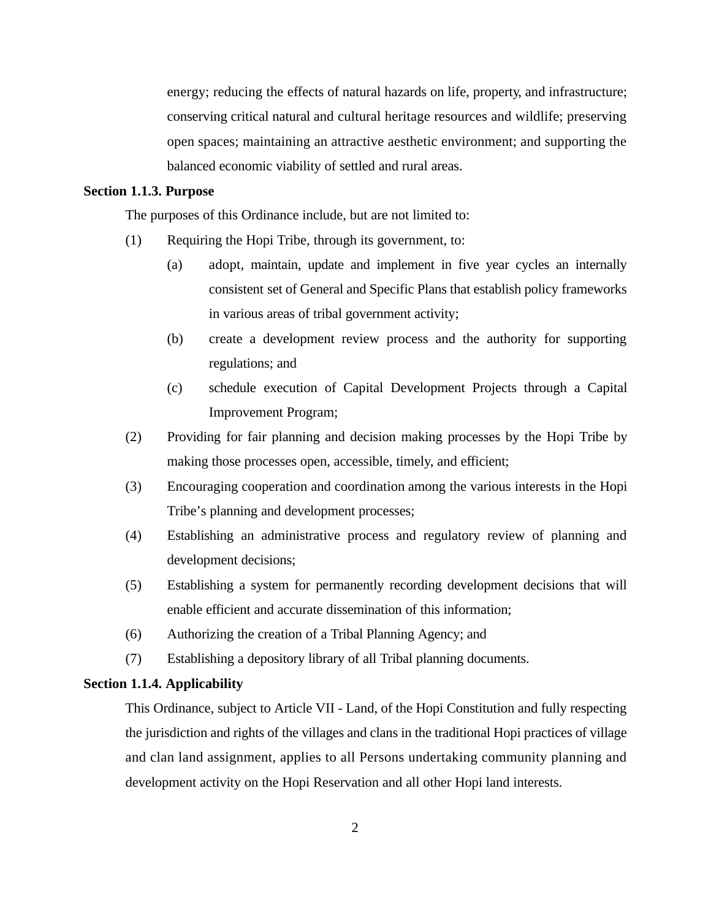energy; reducing the effects of natural hazards on life, property, and infrastructure; conserving critical natural and cultural heritage resources and wildlife; preserving open spaces; maintaining an attractive aesthetic environment; and supporting the balanced economic viability of settled and rural areas.

**Section 1.1.3. Purpose**

The purposes of this Ordinance include, but are not limited to:

(1) Requiring the Hopi Tribe, through its government, to:

   (a) adopt, maintain, update and implement in five year cycles an internally consistent set of General and Specific Plans that establish policy frameworks in various areas of tribal government activity;

   (b) create a development review process and the authority for supporting regulations; and

   (c) schedule execution of Capital Development Projects through a Capital Improvement Program;

(2) Providing for fair planning and decision making processes by the Hopi Tribe by making those processes open, accessible, timely, and efficient;

(3) Encouraging cooperation and coordination among the various interests in the Hopi Tribe's planning and development processes;

(4) Establishing an administrative process and regulatory review of planning and development decisions;

(5) Establishing a system for permanently recording development decisions that will enable efficient and accurate dissemination of this information;

(6) Authorizing the creation of a Tribal Planning Agency; and

(7) Establishing a depository library of all Tribal planning documents.

**Section 1.1.4. Applicability**

This Ordinance, subject to Article VII - Land, of the Hopi Constitution and fully respecting the jurisdiction and rights of the villages and clans in the traditional Hopi practices of village and clan land assignment, applies to all Persons undertaking community planning and development activity on the Hopi Reservation and all other Hopi land interests.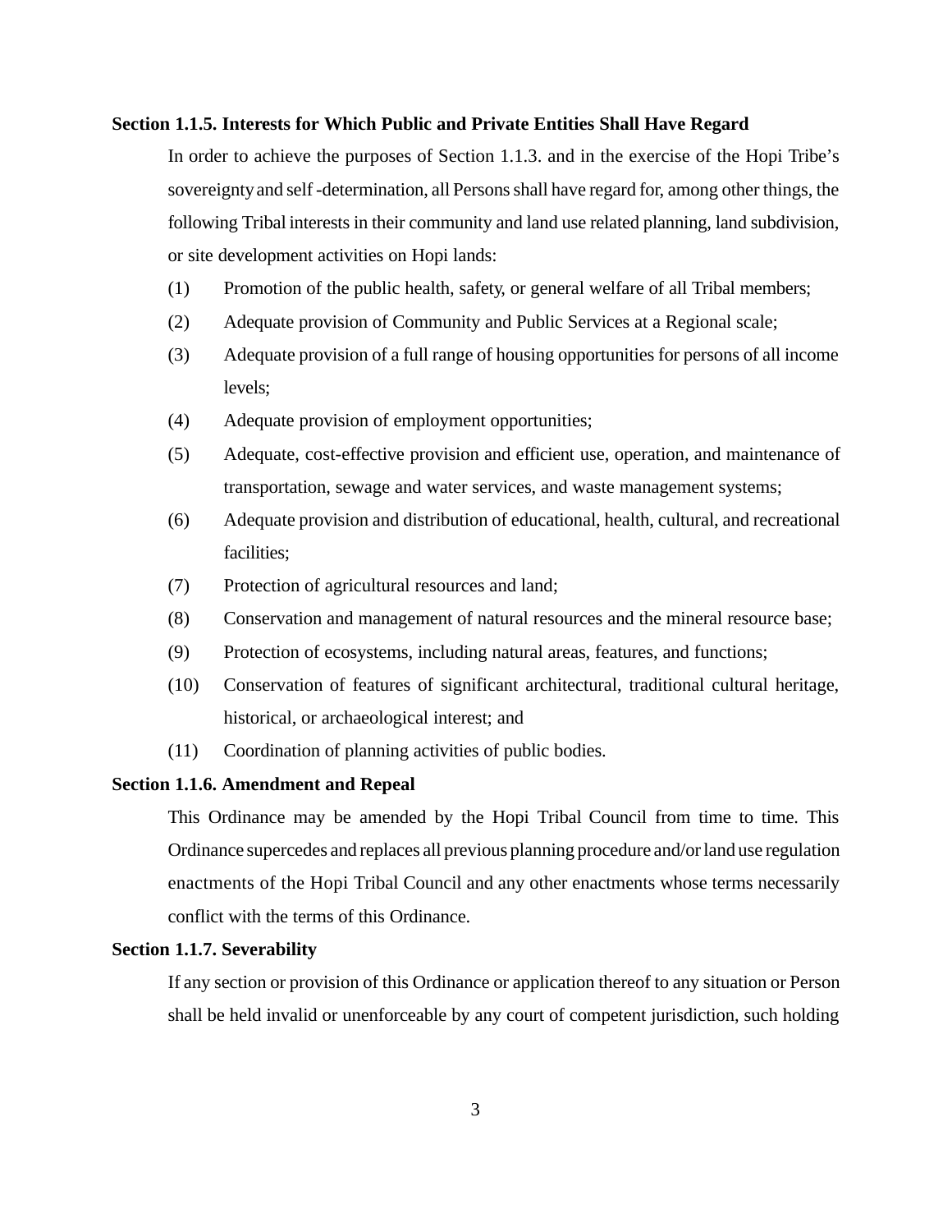### Section 1.1.5. Interests for Which Public and Private Entities Shall Have Regard

In order to achieve the purposes of Section 1.1.3. and in the exercise of the Hopi Tribe's sovereignty and self -determination, all Persons shall have regard for, among other things, the following Tribal interests in their community and land use related planning, land subdivision, or site development activities on Hopi lands:

(1) Promotion of the public health, safety, or general welfare of all Tribal members;

(2) Adequate provision of Community and Public Services at a Regional scale;

(3) Adequate provision of a full range of housing opportunities for persons of all income levels;

(4) Adequate provision of employment opportunities;

(5) Adequate, cost-effective provision and efficient use, operation, and maintenance of transportation, sewage and water services, and waste management systems;

(6) Adequate provision and distribution of educational, health, cultural, and recreational facilities;

(7) Protection of agricultural resources and land;

(8) Conservation and management of natural resources and the mineral resource base;

(9) Protection of ecosystems, including natural areas, features, and functions;

(10) Conservation of features of significant architectural, traditional cultural heritage, historical, or archaeological interest; and

(11) Coordination of planning activities of public bodies.

### Section 1.1.6. Amendment and Repeal

This Ordinance may be amended by the Hopi Tribal Council from time to time. This Ordinance supercedes and replaces all previous planning procedure and/or land use regulation enactments of the Hopi Tribal Council and any other enactments whose terms necessarily conflict with the terms of this Ordinance.

### Section 1.1.7. Severability

If any section or provision of this Ordinance or application thereof to any situation or Person shall be held invalid or unenforceable by any court of competent jurisdiction, such holding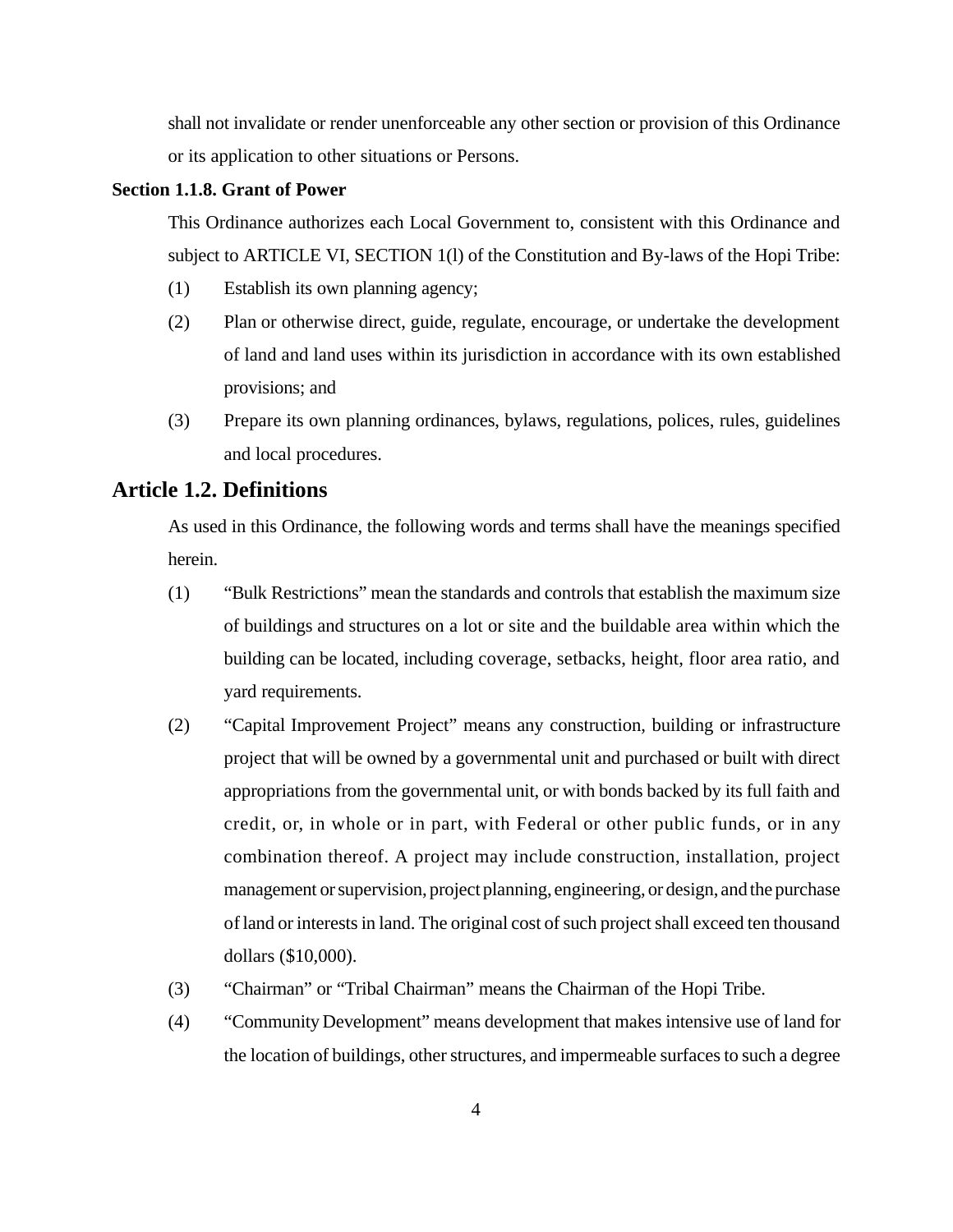shall not invalidate or render unenforceable any other section or provision of this Ordinance or its application to other situations or Persons.

**Section 1.1.8. Grant of Power**

This Ordinance authorizes each Local Government to, consistent with this Ordinance and subject to ARTICLE VI, SECTION 1(l) of the Constitution and By-laws of the Hopi Tribe:

(1) Establish its own planning agency;

(2) Plan or otherwise direct, guide, regulate, encourage, or undertake the development of land and land uses within its jurisdiction in accordance with its own established provisions; and

(3) Prepare its own planning ordinances, bylaws, regulations, polices, rules, guidelines and local procedures.

## Article 1.2. Definitions

As used in this Ordinance, the following words and terms shall have the meanings specified herein.

(1) "Bulk Restrictions" mean the standards and controls that establish the maximum size of buildings and structures on a lot or site and the buildable area within which the building can be located, including coverage, setbacks, height, floor area ratio, and yard requirements.

(2) "Capital Improvement Project" means any construction, building or infrastructure project that will be owned by a governmental unit and purchased or built with direct appropriations from the governmental unit, or with bonds backed by its full faith and credit, or, in whole or in part, with Federal or other public funds, or in any combination thereof. A project may include construction, installation, project management or supervision, project planning, engineering, or design, and the purchase of land or interests in land. The original cost of such project shall exceed ten thousand dollars ($10,000).

(3) "Chairman" or "Tribal Chairman" means the Chairman of the Hopi Tribe.

(4) "Community Development" means development that makes intensive use of land for the location of buildings, other structures, and impermeable surfaces to such a degree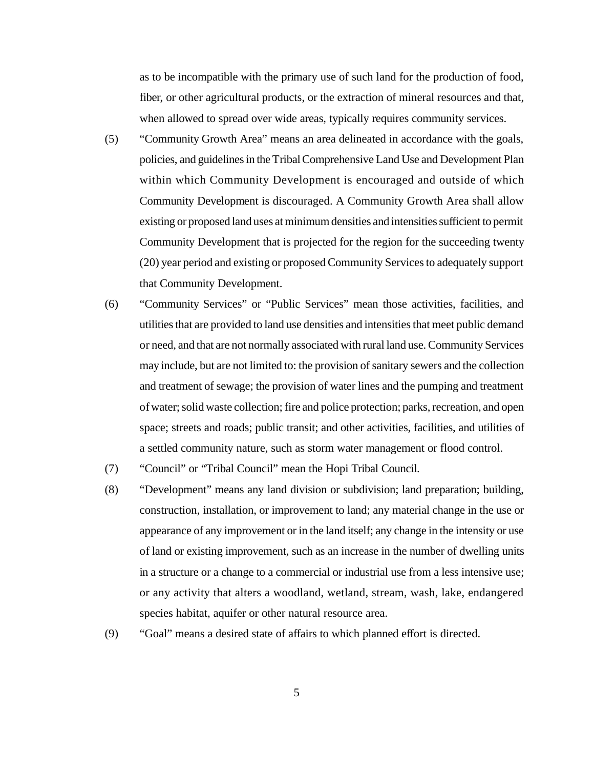as to be incompatible with the primary use of such land for the production of food, fiber, or other agricultural products, or the extraction of mineral resources and that, when allowed to spread over wide areas, typically requires community services.

(5) "Community Growth Area" means an area delineated in accordance with the goals, policies, and guidelines in the Tribal Comprehensive Land Use and Development Plan within which Community Development is encouraged and outside of which Community Development is discouraged. A Community Growth Area shall allow existing or proposed land uses at minimum densities and intensities sufficient to permit Community Development that is projected for the region for the succeeding twenty (20) year period and existing or proposed Community Services to adequately support that Community Development.

(6) "Community Services" or "Public Services" mean those activities, facilities, and utilities that are provided to land use densities and intensities that meet public demand or need, and that are not normally associated with rural land use. Community Services may include, but are not limited to: the provision of sanitary sewers and the collection and treatment of sewage; the provision of water lines and the pumping and treatment of water; solid waste collection; fire and police protection; parks, recreation, and open space; streets and roads; public transit; and other activities, facilities, and utilities of a settled community nature, such as storm water management or flood control.

(7) "Council" or "Tribal Council" mean the Hopi Tribal Council.

(8) "Development" means any land division or subdivision; land preparation; building, construction, installation, or improvement to land; any material change in the use or appearance of any improvement or in the land itself; any change in the intensity or use of land or existing improvement, such as an increase in the number of dwelling units in a structure or a change to a commercial or industrial use from a less intensive use; or any activity that alters a woodland, wetland, stream, wash, lake, endangered species habitat, aquifer or other natural resource area.

(9) "Goal" means a desired state of affairs to which planned effort is directed.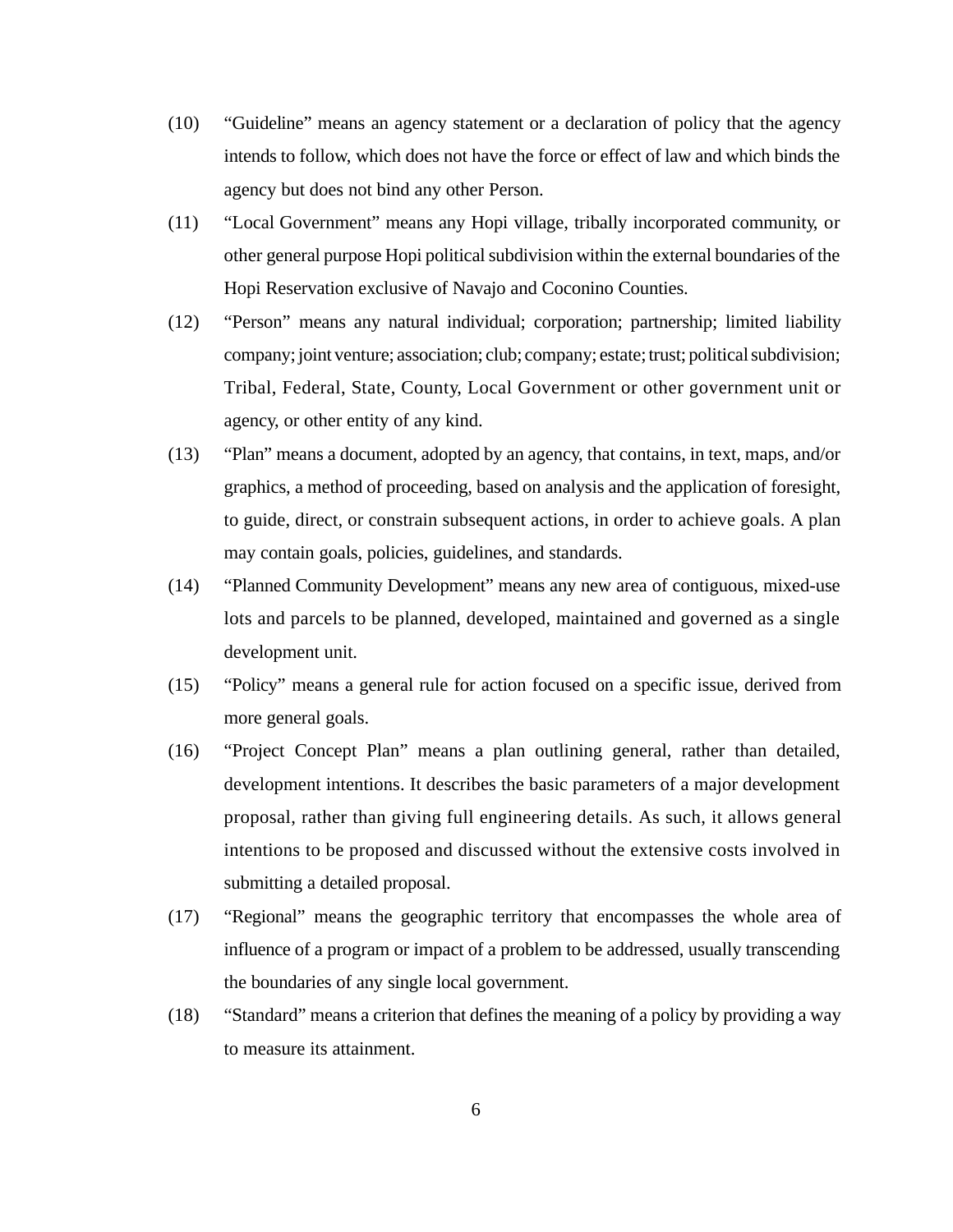(10) "Guideline" means an agency statement or a declaration of policy that the agency intends to follow, which does not have the force or effect of law and which binds the agency but does not bind any other Person.

(11) "Local Government" means any Hopi village, tribally incorporated community, or other general purpose Hopi political subdivision within the external boundaries of the Hopi Reservation exclusive of Navajo and Coconino Counties.

(12) "Person" means any natural individual; corporation; partnership; limited liability company; joint venture; association; club; company; estate; trust; political subdivision; Tribal, Federal, State, County, Local Government or other government unit or agency, or other entity of any kind.

(13) "Plan" means a document, adopted by an agency, that contains, in text, maps, and/or graphics, a method of proceeding, based on analysis and the application of foresight, to guide, direct, or constrain subsequent actions, in order to achieve goals. A plan may contain goals, policies, guidelines, and standards.

(14) "Planned Community Development" means any new area of contiguous, mixed-use lots and parcels to be planned, developed, maintained and governed as a single development unit.

(15) "Policy" means a general rule for action focused on a specific issue, derived from more general goals.

(16) "Project Concept Plan" means a plan outlining general, rather than detailed, development intentions. It describes the basic parameters of a major development proposal, rather than giving full engineering details. As such, it allows general intentions to be proposed and discussed without the extensive costs involved in submitting a detailed proposal.

(17) "Regional" means the geographic territory that encompasses the whole area of influence of a program or impact of a problem to be addressed, usually transcending the boundaries of any single local government.

(18) "Standard" means a criterion that defines the meaning of a policy by providing a way to measure its attainment.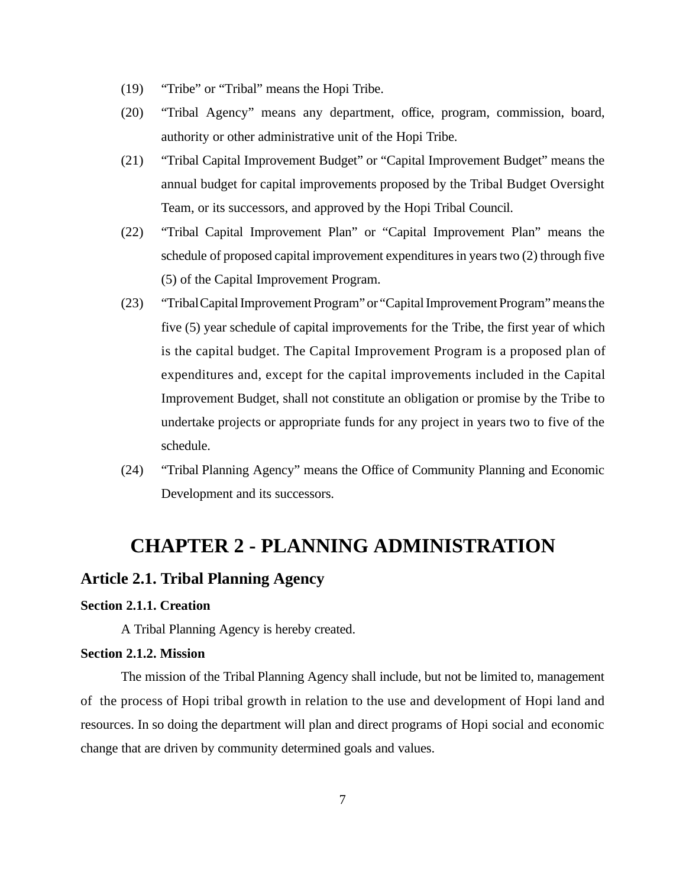(19) "Tribe" or "Tribal" means the Hopi Tribe.

(20) "Tribal Agency" means any department, office, program, commission, board, authority or other administrative unit of the Hopi Tribe.

(21) "Tribal Capital Improvement Budget" or "Capital Improvement Budget" means the annual budget for capital improvements proposed by the Tribal Budget Oversight Team, or its successors, and approved by the Hopi Tribal Council.

(22) "Tribal Capital Improvement Plan" or "Capital Improvement Plan" means the schedule of proposed capital improvement expenditures in years two (2) through five (5) of the Capital Improvement Program.

(23) "Tribal Capital Improvement Program" or "Capital Improvement Program" means the five (5) year schedule of capital improvements for the Tribe, the first year of which is the capital budget. The Capital Improvement Program is a proposed plan of expenditures and, except for the capital improvements included in the Capital Improvement Budget, shall not constitute an obligation or promise by the Tribe to undertake projects or appropriate funds for any project in years two to five of the schedule.

(24) "Tribal Planning Agency" means the Office of Community Planning and Economic Development and its successors.

# CHAPTER 2 - PLANNING ADMINISTRATION

## Article 2.1. Tribal Planning Agency

### Section 2.1.1. Creation

A Tribal Planning Agency is hereby created.

### Section 2.1.2. Mission

The mission of the Tribal Planning Agency shall include, but not be limited to, management of the process of Hopi tribal growth in relation to the use and development of Hopi land and resources. In so doing the department will plan and direct programs of Hopi social and economic change that are driven by community determined goals and values.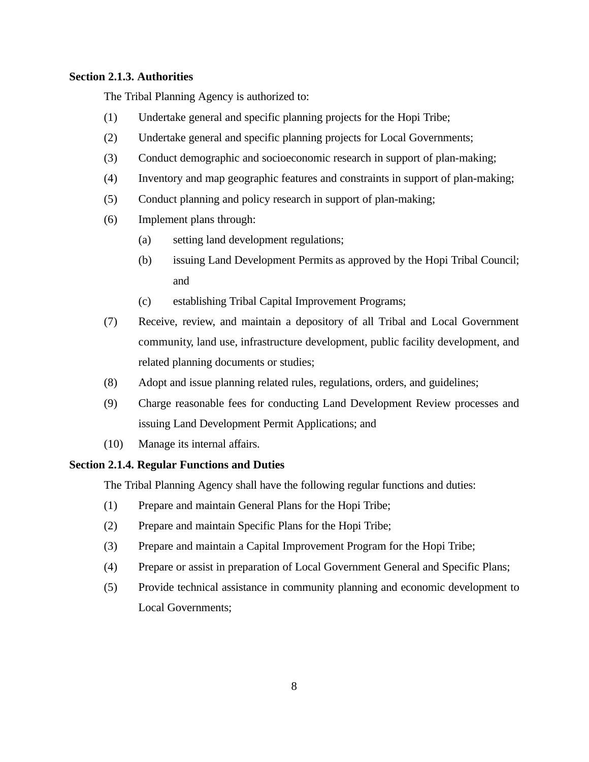**Section 2.1.3. Authorities**

The Tribal Planning Agency is authorized to:

(1) Undertake general and specific planning projects for the Hopi Tribe;

(2) Undertake general and specific planning projects for Local Governments;

(3) Conduct demographic and socioeconomic research in support of plan-making;

(4) Inventory and map geographic features and constraints in support of plan-making;

(5) Conduct planning and policy research in support of plan-making;

(6) Implement plans through:

  (a) setting land development regulations;

  (b) issuing Land Development Permits as approved by the Hopi Tribal Council; and

  (c) establishing Tribal Capital Improvement Programs;

(7) Receive, review, and maintain a depository of all Tribal and Local Government community, land use, infrastructure development, public facility development, and related planning documents or studies;

(8) Adopt and issue planning related rules, regulations, orders, and guidelines;

(9) Charge reasonable fees for conducting Land Development Review processes and issuing Land Development Permit Applications; and

(10) Manage its internal affairs.

**Section 2.1.4. Regular Functions and Duties**

The Tribal Planning Agency shall have the following regular functions and duties:

(1) Prepare and maintain General Plans for the Hopi Tribe;

(2) Prepare and maintain Specific Plans for the Hopi Tribe;

(3) Prepare and maintain a Capital Improvement Program for the Hopi Tribe;

(4) Prepare or assist in preparation of Local Government General and Specific Plans;

(5) Provide technical assistance in community planning and economic development to Local Governments;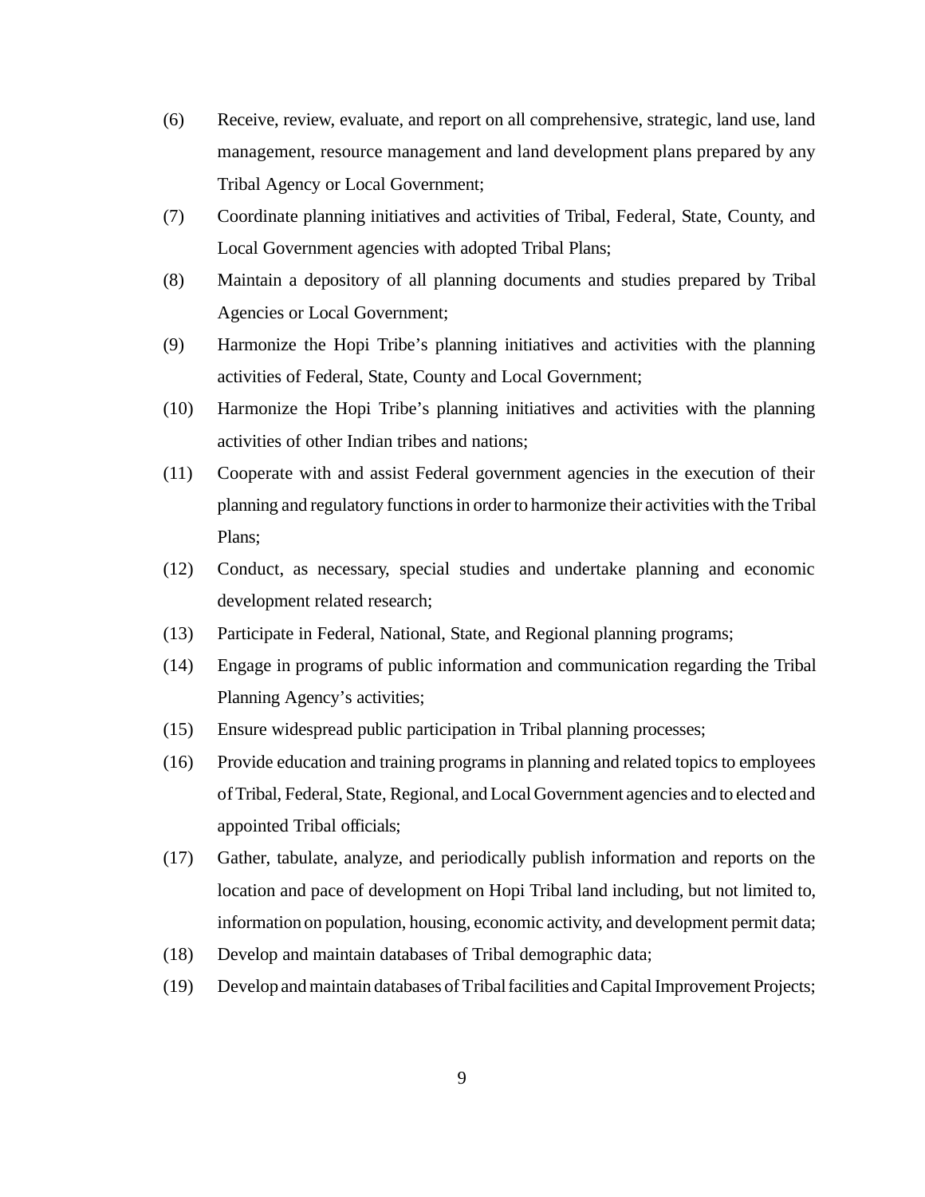(6) Receive, review, evaluate, and report on all comprehensive, strategic, land use, land management, resource management and land development plans prepared by any Tribal Agency or Local Government;

(7) Coordinate planning initiatives and activities of Tribal, Federal, State, County, and Local Government agencies with adopted Tribal Plans;

(8) Maintain a depository of all planning documents and studies prepared by Tribal Agencies or Local Government;

(9) Harmonize the Hopi Tribe's planning initiatives and activities with the planning activities of Federal, State, County and Local Government;

(10) Harmonize the Hopi Tribe's planning initiatives and activities with the planning activities of other Indian tribes and nations;

(11) Cooperate with and assist Federal government agencies in the execution of their planning and regulatory functions in order to harmonize their activities with the Tribal Plans;

(12) Conduct, as necessary, special studies and undertake planning and economic development related research;

(13) Participate in Federal, National, State, and Regional planning programs;

(14) Engage in programs of public information and communication regarding the Tribal Planning Agency's activities;

(15) Ensure widespread public participation in Tribal planning processes;

(16) Provide education and training programs in planning and related topics to employees of Tribal, Federal, State, Regional, and Local Government agencies and to elected and appointed Tribal officials;

(17) Gather, tabulate, analyze, and periodically publish information and reports on the location and pace of development on Hopi Tribal land including, but not limited to, information on population, housing, economic activity, and development permit data;

(18) Develop and maintain databases of Tribal demographic data;

(19) Develop and maintain databases of Tribal facilities and Capital Improvement Projects;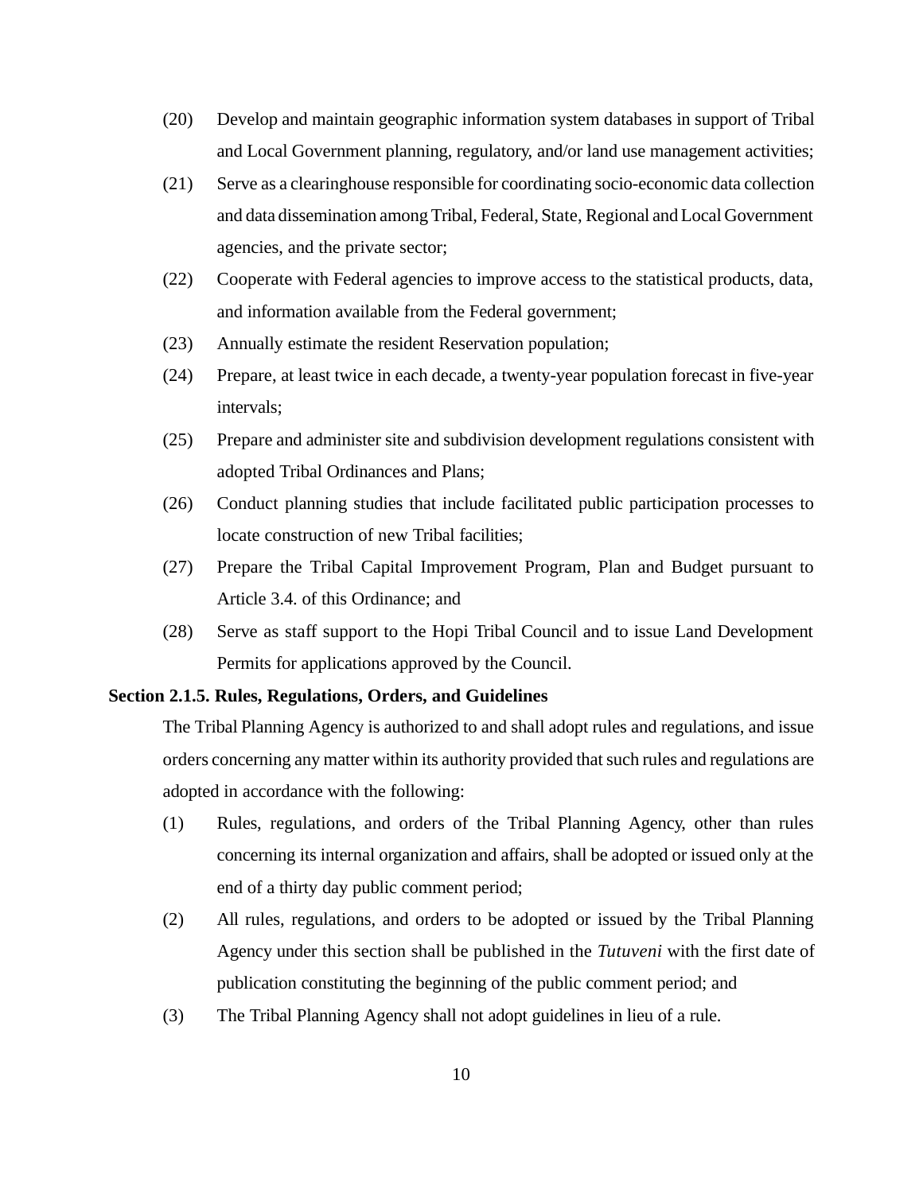(20) Develop and maintain geographic information system databases in support of Tribal and Local Government planning, regulatory, and/or land use management activities;

(21) Serve as a clearinghouse responsible for coordinating socio-economic data collection and data dissemination among Tribal, Federal, State, Regional and Local Government agencies, and the private sector;

(22) Cooperate with Federal agencies to improve access to the statistical products, data, and information available from the Federal government;

(23) Annually estimate the resident Reservation population;

(24) Prepare, at least twice in each decade, a twenty-year population forecast in five-year intervals;

(25) Prepare and administer site and subdivision development regulations consistent with adopted Tribal Ordinances and Plans;

(26) Conduct planning studies that include facilitated public participation processes to locate construction of new Tribal facilities;

(27) Prepare the Tribal Capital Improvement Program, Plan and Budget pursuant to Article 3.4. of this Ordinance; and

(28) Serve as staff support to the Hopi Tribal Council and to issue Land Development Permits for applications approved by the Council.

**Section 2.1.5. Rules, Regulations, Orders, and Guidelines**

The Tribal Planning Agency is authorized to and shall adopt rules and regulations, and issue orders concerning any matter within its authority provided that such rules and regulations are adopted in accordance with the following:

(1) Rules, regulations, and orders of the Tribal Planning Agency, other than rules concerning its internal organization and affairs, shall be adopted or issued only at the end of a thirty day public comment period;

(2) All rules, regulations, and orders to be adopted or issued by the Tribal Planning Agency under this section shall be published in the *Tutuveni* with the first date of publication constituting the beginning of the public comment period; and

(3) The Tribal Planning Agency shall not adopt guidelines in lieu of a rule.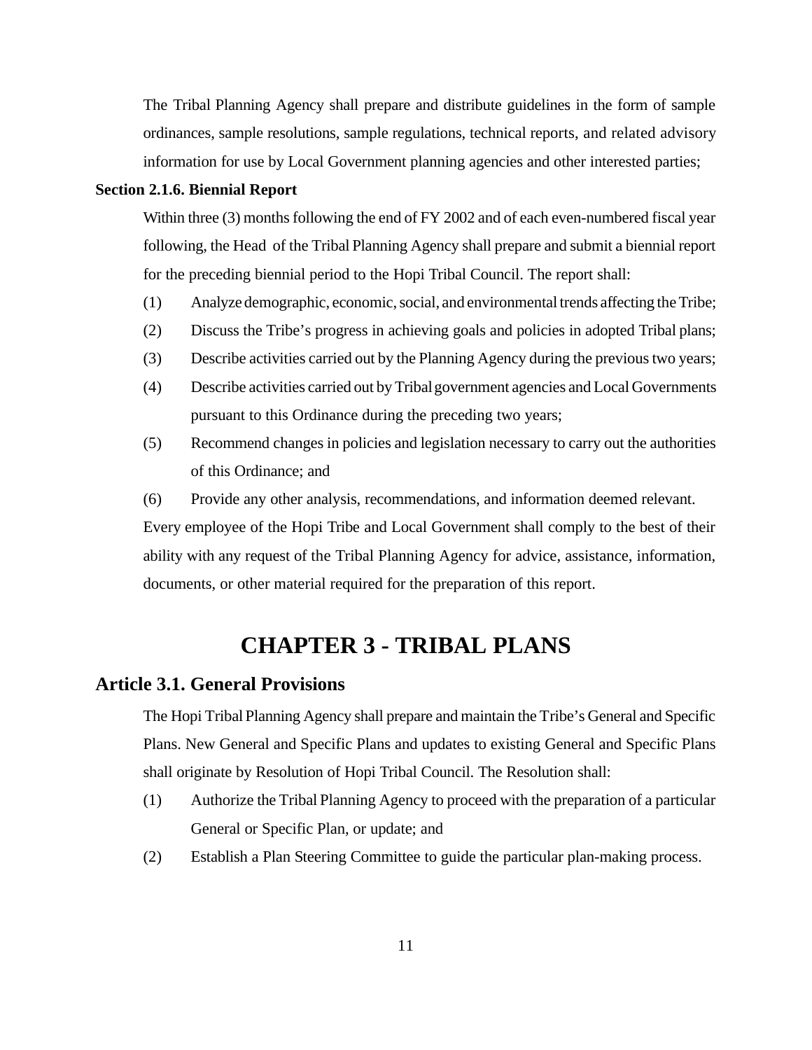The Tribal Planning Agency shall prepare and distribute guidelines in the form of sample ordinances, sample resolutions, sample regulations, technical reports, and related advisory information for use by Local Government planning agencies and other interested parties;

**Section 2.1.6. Biennial Report**

Within three (3) months following the end of FY 2002 and of each even-numbered fiscal year following, the Head of the Tribal Planning Agency shall prepare and submit a biennial report for the preceding biennial period to the Hopi Tribal Council. The report shall:

(1) Analyze demographic, economic, social, and environmental trends affecting the Tribe;

(2) Discuss the Tribe's progress in achieving goals and policies in adopted Tribal plans;

(3) Describe activities carried out by the Planning Agency during the previous two years;

(4) Describe activities carried out by Tribal government agencies and Local Governments pursuant to this Ordinance during the preceding two years;

(5) Recommend changes in policies and legislation necessary to carry out the authorities of this Ordinance; and

(6) Provide any other analysis, recommendations, and information deemed relevant.

Every employee of the Hopi Tribe and Local Government shall comply to the best of their ability with any request of the Tribal Planning Agency for advice, assistance, information, documents, or other material required for the preparation of this report.

# CHAPTER 3 - TRIBAL PLANS

## Article 3.1. General Provisions

The Hopi Tribal Planning Agency shall prepare and maintain the Tribe's General and Specific Plans. New General and Specific Plans and updates to existing General and Specific Plans shall originate by Resolution of Hopi Tribal Council. The Resolution shall:

(1) Authorize the Tribal Planning Agency to proceed with the preparation of a particular General or Specific Plan, or update; and

(2) Establish a Plan Steering Committee to guide the particular plan-making process.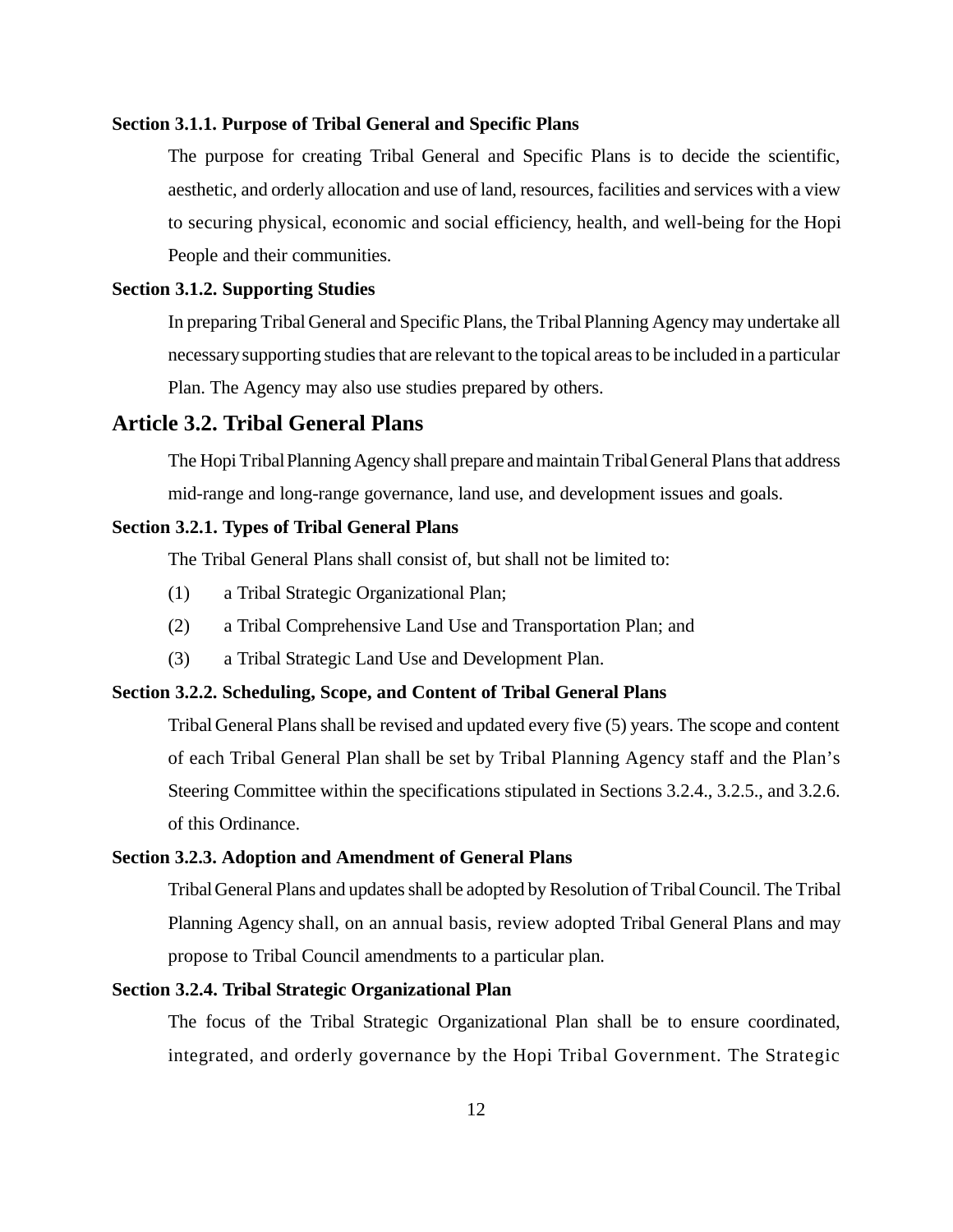### Section 3.1.1. Purpose of Tribal General and Specific Plans

The purpose for creating Tribal General and Specific Plans is to decide the scientific, aesthetic, and orderly allocation and use of land, resources, facilities and services with a view to securing physical, economic and social efficiency, health, and well-being for the Hopi People and their communities.

### Section 3.1.2. Supporting Studies

In preparing Tribal General and Specific Plans, the Tribal Planning Agency may undertake all necessary supporting studies that are relevant to the topical areas to be included in a particular Plan. The Agency may also use studies prepared by others.

## Article 3.2. Tribal General Plans

The Hopi Tribal Planning Agency shall prepare and maintain Tribal General Plans that address mid-range and long-range governance, land use, and development issues and goals.

### Section 3.2.1. Types of Tribal General Plans

The Tribal General Plans shall consist of, but shall not be limited to:

(1) a Tribal Strategic Organizational Plan;

(2) a Tribal Comprehensive Land Use and Transportation Plan; and

(3) a Tribal Strategic Land Use and Development Plan.

### Section 3.2.2. Scheduling, Scope, and Content of Tribal General Plans

Tribal General Plans shall be revised and updated every five (5) years. The scope and content of each Tribal General Plan shall be set by Tribal Planning Agency staff and the Plan's Steering Committee within the specifications stipulated in Sections 3.2.4., 3.2.5., and 3.2.6. of this Ordinance.

### Section 3.2.3. Adoption and Amendment of General Plans

Tribal General Plans and updates shall be adopted by Resolution of Tribal Council. The Tribal Planning Agency shall, on an annual basis, review adopted Tribal General Plans and may propose to Tribal Council amendments to a particular plan.

### Section 3.2.4. Tribal Strategic Organizational Plan

The focus of the Tribal Strategic Organizational Plan shall be to ensure coordinated, integrated, and orderly governance by the Hopi Tribal Government. The Strategic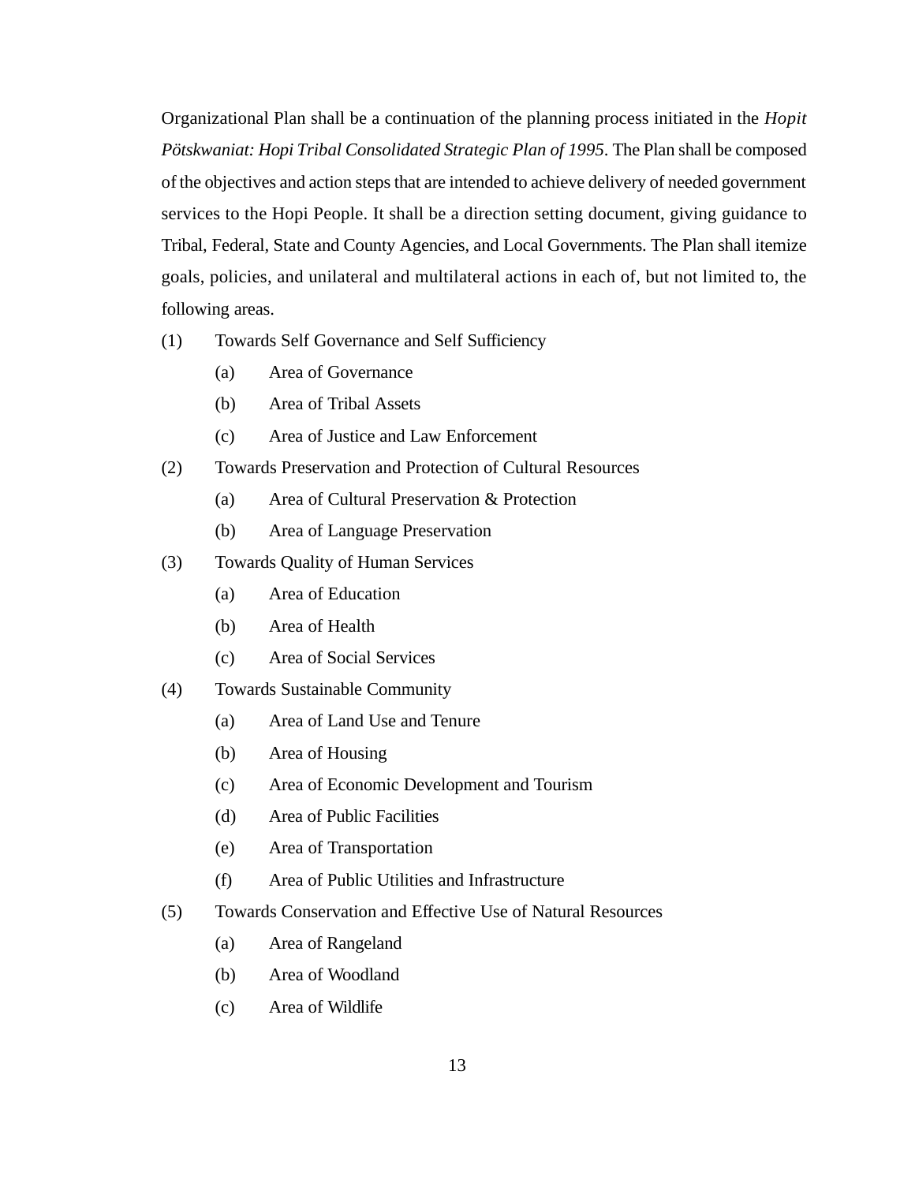Organizational Plan shall be a continuation of the planning process initiated in the *Hopit Pötskwaniat: Hopi Tribal Consolidated Strategic Plan of 1995*. The Plan shall be composed of the objectives and action steps that are intended to achieve delivery of needed government services to the Hopi People. It shall be a direction setting document, giving guidance to Tribal, Federal, State and County Agencies, and Local Governments. The Plan shall itemize goals, policies, and unilateral and multilateral actions in each of, but not limited to, the following areas.

(1) Towards Self Governance and Self Sufficiency

- (a) Area of Governance
- (b) Area of Tribal Assets
- (c) Area of Justice and Law Enforcement

(2) Towards Preservation and Protection of Cultural Resources

- (a) Area of Cultural Preservation & Protection
- (b) Area of Language Preservation

(3) Towards Quality of Human Services

- (a) Area of Education
- (b) Area of Health
- (c) Area of Social Services

(4) Towards Sustainable Community

- (a) Area of Land Use and Tenure
- (b) Area of Housing
- (c) Area of Economic Development and Tourism
- (d) Area of Public Facilities
- (e) Area of Transportation
- (f) Area of Public Utilities and Infrastructure

(5) Towards Conservation and Effective Use of Natural Resources

- (a) Area of Rangeland
- (b) Area of Woodland
- (c) Area of Wildlife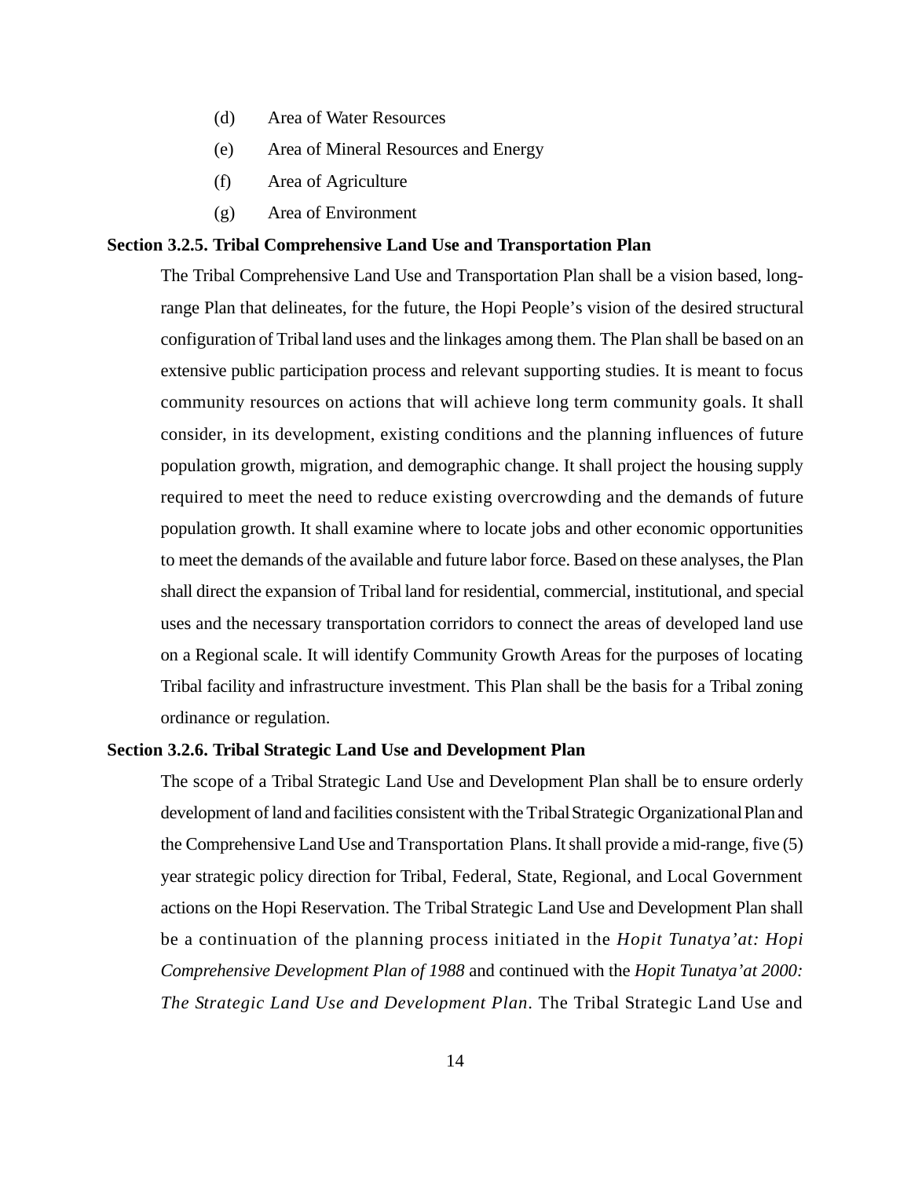(d) Area of Water Resources

(e) Area of Mineral Resources and Energy

(f) Area of Agriculture

(g) Area of Environment

**Section 3.2.5. Tribal Comprehensive Land Use and Transportation Plan**

The Tribal Comprehensive Land Use and Transportation Plan shall be a vision based, long-range Plan that delineates, for the future, the Hopi People's vision of the desired structural configuration of Tribal land uses and the linkages among them. The Plan shall be based on an extensive public participation process and relevant supporting studies. It is meant to focus community resources on actions that will achieve long term community goals. It shall consider, in its development, existing conditions and the planning influences of future population growth, migration, and demographic change. It shall project the housing supply required to meet the need to reduce existing overcrowding and the demands of future population growth. It shall examine where to locate jobs and other economic opportunities to meet the demands of the available and future labor force. Based on these analyses, the Plan shall direct the expansion of Tribal land for residential, commercial, institutional, and special uses and the necessary transportation corridors to connect the areas of developed land use on a Regional scale. It will identify Community Growth Areas for the purposes of locating Tribal facility and infrastructure investment. This Plan shall be the basis for a Tribal zoning ordinance or regulation.

**Section 3.2.6. Tribal Strategic Land Use and Development Plan**

The scope of a Tribal Strategic Land Use and Development Plan shall be to ensure orderly development of land and facilities consistent with the Tribal Strategic Organizational Plan and the Comprehensive Land Use and Transportation Plans. It shall provide a mid-range, five (5) year strategic policy direction for Tribal, Federal, State, Regional, and Local Government actions on the Hopi Reservation. The Tribal Strategic Land Use and Development Plan shall be a continuation of the planning process initiated in the *Hopit Tunatya'at: Hopi Comprehensive Development Plan of 1988* and continued with the *Hopit Tunatya'at 2000: The Strategic Land Use and Development Plan*. The Tribal Strategic Land Use and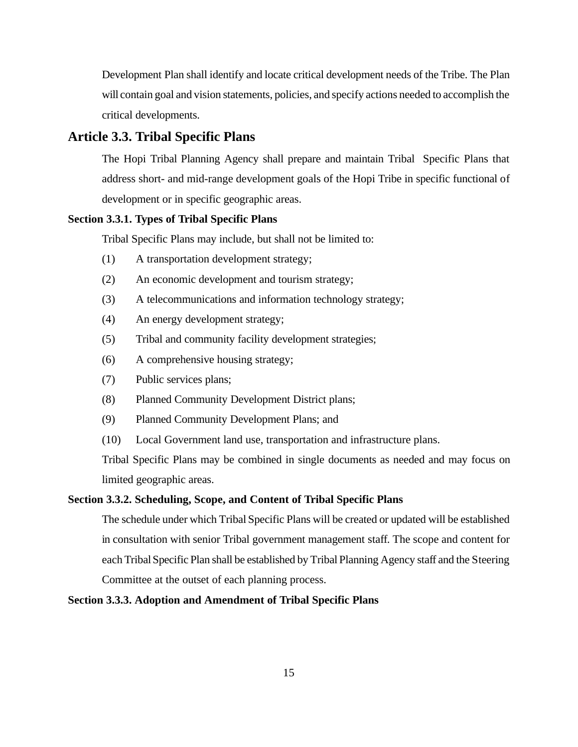Development Plan shall identify and locate critical development needs of the Tribe. The Plan will contain goal and vision statements, policies, and specify actions needed to accomplish the critical developments.

## Article 3.3. Tribal Specific Plans

The Hopi Tribal Planning Agency shall prepare and maintain Tribal Specific Plans that address short- and mid-range development goals of the Hopi Tribe in specific functional of development or in specific geographic areas.

### Section 3.3.1. Types of Tribal Specific Plans

Tribal Specific Plans may include, but shall not be limited to:

(1) A transportation development strategy;

(2) An economic development and tourism strategy;

(3) A telecommunications and information technology strategy;

(4) An energy development strategy;

(5) Tribal and community facility development strategies;

(6) A comprehensive housing strategy;

(7) Public services plans;

(8) Planned Community Development District plans;

(9) Planned Community Development Plans; and

(10) Local Government land use, transportation and infrastructure plans.

Tribal Specific Plans may be combined in single documents as needed and may focus on limited geographic areas.

### Section 3.3.2. Scheduling, Scope, and Content of Tribal Specific Plans

The schedule under which Tribal Specific Plans will be created or updated will be established in consultation with senior Tribal government management staff. The scope and content for each Tribal Specific Plan shall be established by Tribal Planning Agency staff and the Steering Committee at the outset of each planning process.

### Section 3.3.3. Adoption and Amendment of Tribal Specific Plans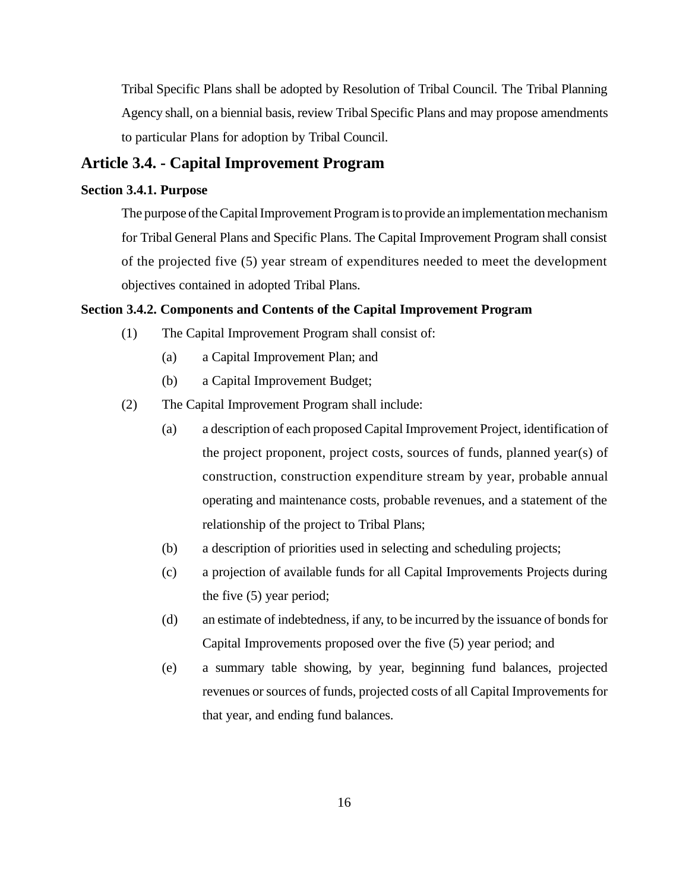Tribal Specific Plans shall be adopted by Resolution of Tribal Council. The Tribal Planning Agency shall, on a biennial basis, review Tribal Specific Plans and may propose amendments to particular Plans for adoption by Tribal Council.

## Article 3.4. - Capital Improvement Program

### Section 3.4.1. Purpose

The purpose of the Capital Improvement Program is to provide an implementation mechanism for Tribal General Plans and Specific Plans. The Capital Improvement Program shall consist of the projected five (5) year stream of expenditures needed to meet the development objectives contained in adopted Tribal Plans.

### Section 3.4.2. Components and Contents of the Capital Improvement Program

(1) The Capital Improvement Program shall consist of:

- (a) a Capital Improvement Plan; and
- (b) a Capital Improvement Budget;

(2) The Capital Improvement Program shall include:

- (a) a description of each proposed Capital Improvement Project, identification of the project proponent, project costs, sources of funds, planned year(s) of construction, construction expenditure stream by year, probable annual operating and maintenance costs, probable revenues, and a statement of the relationship of the project to Tribal Plans;
- (b) a description of priorities used in selecting and scheduling projects;
- (c) a projection of available funds for all Capital Improvements Projects during the five (5) year period;
- (d) an estimate of indebtedness, if any, to be incurred by the issuance of bonds for Capital Improvements proposed over the five (5) year period; and
- (e) a summary table showing, by year, beginning fund balances, projected revenues or sources of funds, projected costs of all Capital Improvements for that year, and ending fund balances.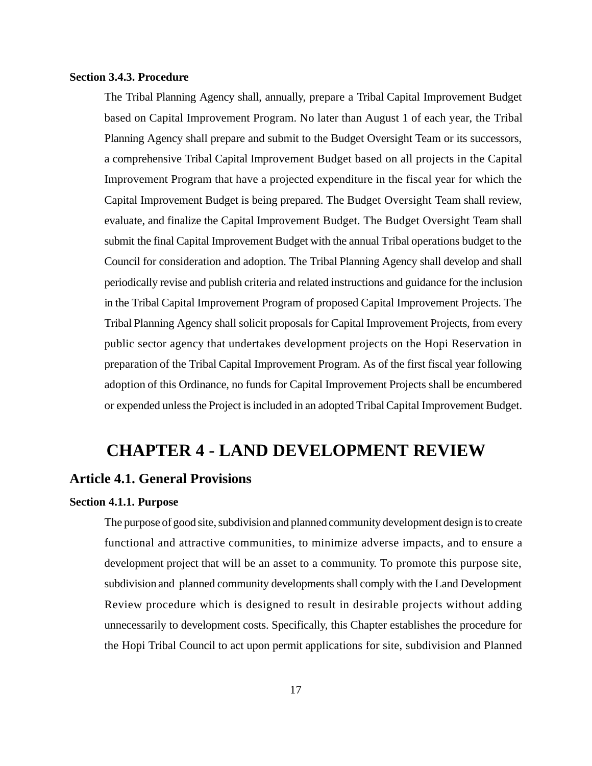#### Section 3.4.3. Procedure

The Tribal Planning Agency shall, annually, prepare a Tribal Capital Improvement Budget based on Capital Improvement Program. No later than August 1 of each year, the Tribal Planning Agency shall prepare and submit to the Budget Oversight Team or its successors, a comprehensive Tribal Capital Improvement Budget based on all projects in the Capital Improvement Program that have a projected expenditure in the fiscal year for which the Capital Improvement Budget is being prepared. The Budget Oversight Team shall review, evaluate, and finalize the Capital Improvement Budget. The Budget Oversight Team shall submit the final Capital Improvement Budget with the annual Tribal operations budget to the Council for consideration and adoption. The Tribal Planning Agency shall develop and shall periodically revise and publish criteria and related instructions and guidance for the inclusion in the Tribal Capital Improvement Program of proposed Capital Improvement Projects. The Tribal Planning Agency shall solicit proposals for Capital Improvement Projects, from every public sector agency that undertakes development projects on the Hopi Reservation in preparation of the Tribal Capital Improvement Program. As of the first fiscal year following adoption of this Ordinance, no funds for Capital Improvement Projects shall be encumbered or expended unless the Project is included in an adopted Tribal Capital Improvement Budget.

# CHAPTER 4 - LAND DEVELOPMENT REVIEW

## Article 4.1. General Provisions

#### Section 4.1.1. Purpose

The purpose of good site, subdivision and planned community development design is to create functional and attractive communities, to minimize adverse impacts, and to ensure a development project that will be an asset to a community. To promote this purpose site, subdivision and planned community developments shall comply with the Land Development Review procedure which is designed to result in desirable projects without adding unnecessarily to development costs. Specifically, this Chapter establishes the procedure for the Hopi Tribal Council to act upon permit applications for site, subdivision and Planned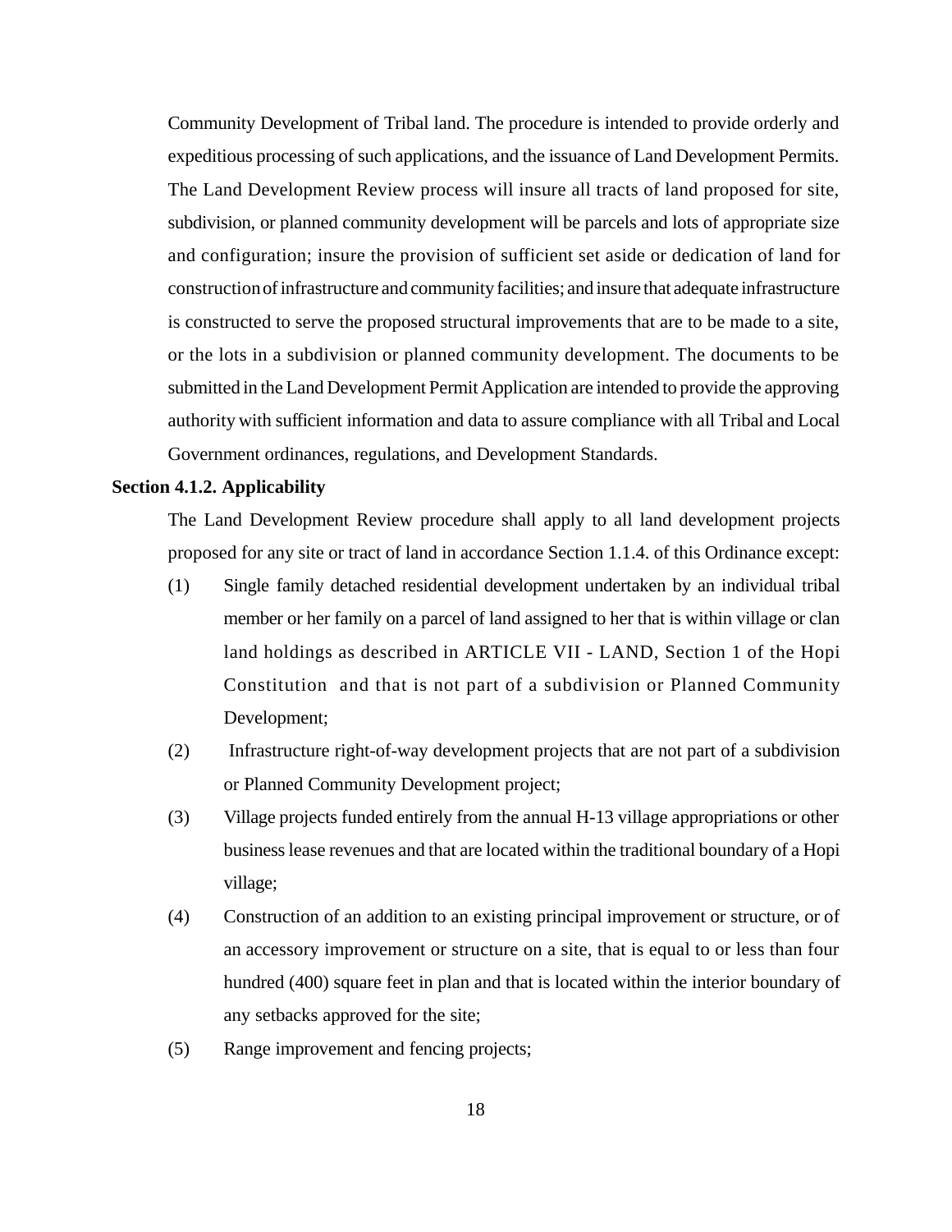Community Development of Tribal land. The procedure is intended to provide orderly and expeditious processing of such applications, and the issuance of Land Development Permits. The Land Development Review process will insure all tracts of land proposed for site, subdivision, or planned community development will be parcels and lots of appropriate size and configuration; insure the provision of sufficient set aside or dedication of land for construction of infrastructure and community facilities; and insure that adequate infrastructure is constructed to serve the proposed structural improvements that are to be made to a site, or the lots in a subdivision or planned community development. The documents to be submitted in the Land Development Permit Application are intended to provide the approving authority with sufficient information and data to assure compliance with all Tribal and Local Government ordinances, regulations, and Development Standards.

**Section 4.1.2. Applicability**

The Land Development Review procedure shall apply to all land development projects proposed for any site or tract of land in accordance Section 1.1.4. of this Ordinance except:

(1) Single family detached residential development undertaken by an individual tribal member or her family on a parcel of land assigned to her that is within village or clan land holdings as described in ARTICLE VII - LAND, Section 1 of the Hopi Constitution and that is not part of a subdivision or Planned Community Development;

(2) Infrastructure right-of-way development projects that are not part of a subdivision or Planned Community Development project;

(3) Village projects funded entirely from the annual H-13 village appropriations or other business lease revenues and that are located within the traditional boundary of a Hopi village;

(4) Construction of an addition to an existing principal improvement or structure, or of an accessory improvement or structure on a site, that is equal to or less than four hundred (400) square feet in plan and that is located within the interior boundary of any setbacks approved for the site;

(5) Range improvement and fencing projects;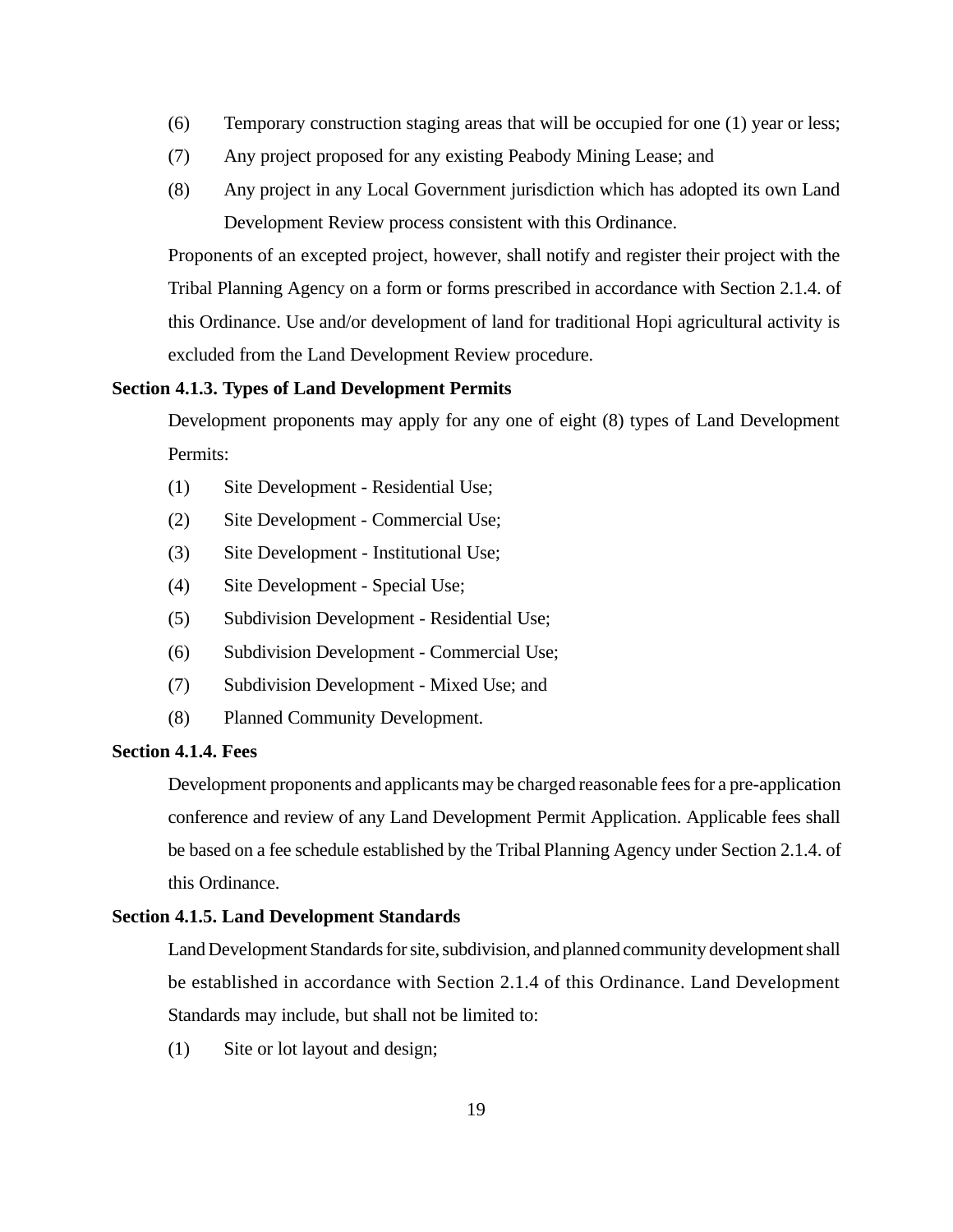(6) Temporary construction staging areas that will be occupied for one (1) year or less;

(7) Any project proposed for any existing Peabody Mining Lease; and

(8) Any project in any Local Government jurisdiction which has adopted its own Land Development Review process consistent with this Ordinance.

Proponents of an excepted project, however, shall notify and register their project with the Tribal Planning Agency on a form or forms prescribed in accordance with Section 2.1.4. of this Ordinance. Use and/or development of land for traditional Hopi agricultural activity is excluded from the Land Development Review procedure.

**Section 4.1.3. Types of Land Development Permits**

Development proponents may apply for any one of eight (8) types of Land Development Permits:

(1) Site Development - Residential Use;

(2) Site Development - Commercial Use;

(3) Site Development - Institutional Use;

(4) Site Development - Special Use;

(5) Subdivision Development - Residential Use;

(6) Subdivision Development - Commercial Use;

(7) Subdivision Development - Mixed Use; and

(8) Planned Community Development.

**Section 4.1.4. Fees**

Development proponents and applicants may be charged reasonable fees for a pre-application conference and review of any Land Development Permit Application. Applicable fees shall be based on a fee schedule established by the Tribal Planning Agency under Section 2.1.4. of this Ordinance.

**Section 4.1.5. Land Development Standards**

Land Development Standards for site, subdivision, and planned community development shall be established in accordance with Section 2.1.4 of this Ordinance. Land Development Standards may include, but shall not be limited to:

(1) Site or lot layout and design;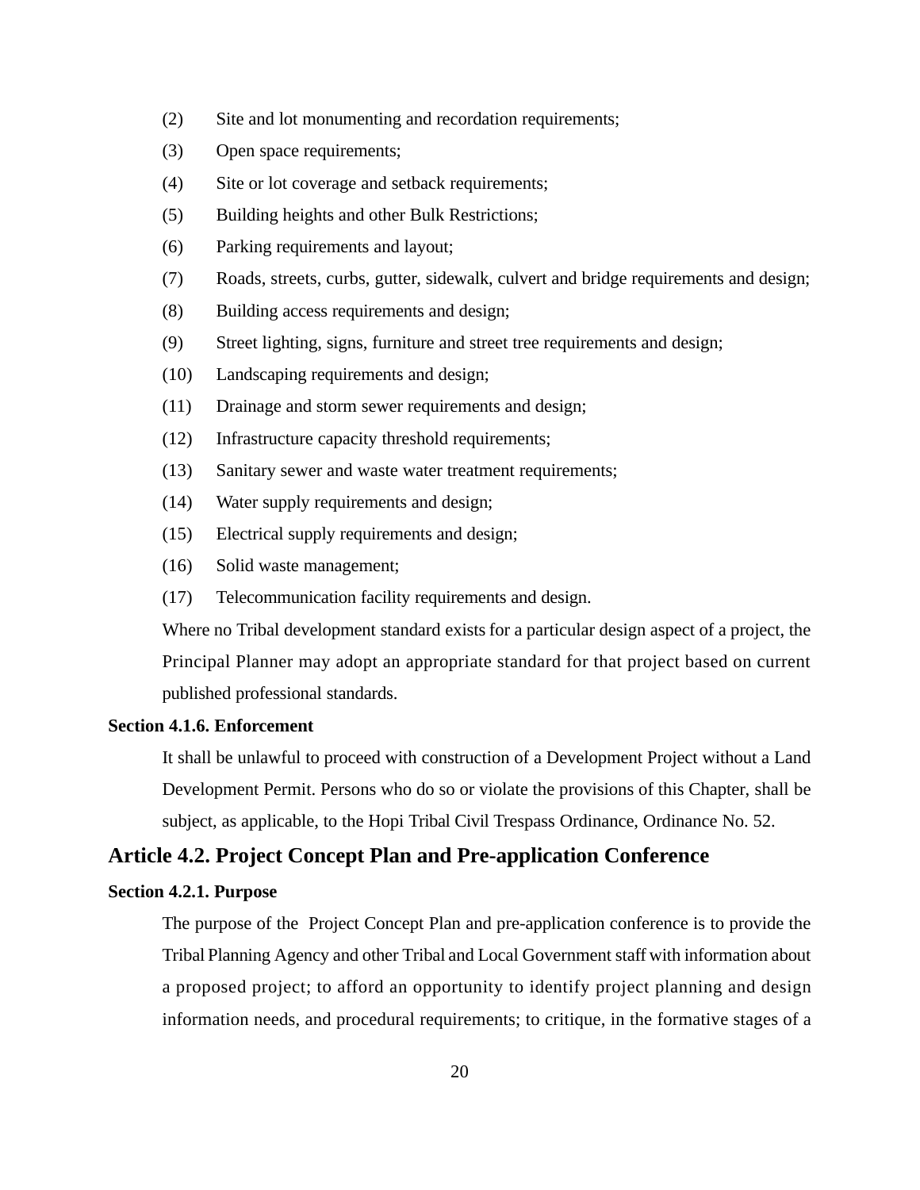(2) Site and lot monumenting and recordation requirements;

(3) Open space requirements;

(4) Site or lot coverage and setback requirements;

(5) Building heights and other Bulk Restrictions;

(6) Parking requirements and layout;

(7) Roads, streets, curbs, gutter, sidewalk, culvert and bridge requirements and design;

(8) Building access requirements and design;

(9) Street lighting, signs, furniture and street tree requirements and design;

(10) Landscaping requirements and design;

(11) Drainage and storm sewer requirements and design;

(12) Infrastructure capacity threshold requirements;

(13) Sanitary sewer and waste water treatment requirements;

(14) Water supply requirements and design;

(15) Electrical supply requirements and design;

(16) Solid waste management;

(17) Telecommunication facility requirements and design.

Where no Tribal development standard exists for a particular design aspect of a project, the Principal Planner may adopt an appropriate standard for that project based on current published professional standards.

#### Section 4.1.6. Enforcement

It shall be unlawful to proceed with construction of a Development Project without a Land Development Permit. Persons who do so or violate the provisions of this Chapter, shall be subject, as applicable, to the Hopi Tribal Civil Trespass Ordinance, Ordinance No. 52.

### Article 4.2. Project Concept Plan and Pre-application Conference

#### Section 4.2.1. Purpose

The purpose of the Project Concept Plan and pre-application conference is to provide the Tribal Planning Agency and other Tribal and Local Government staff with information about a proposed project; to afford an opportunity to identify project planning and design information needs, and procedural requirements; to critique, in the formative stages of a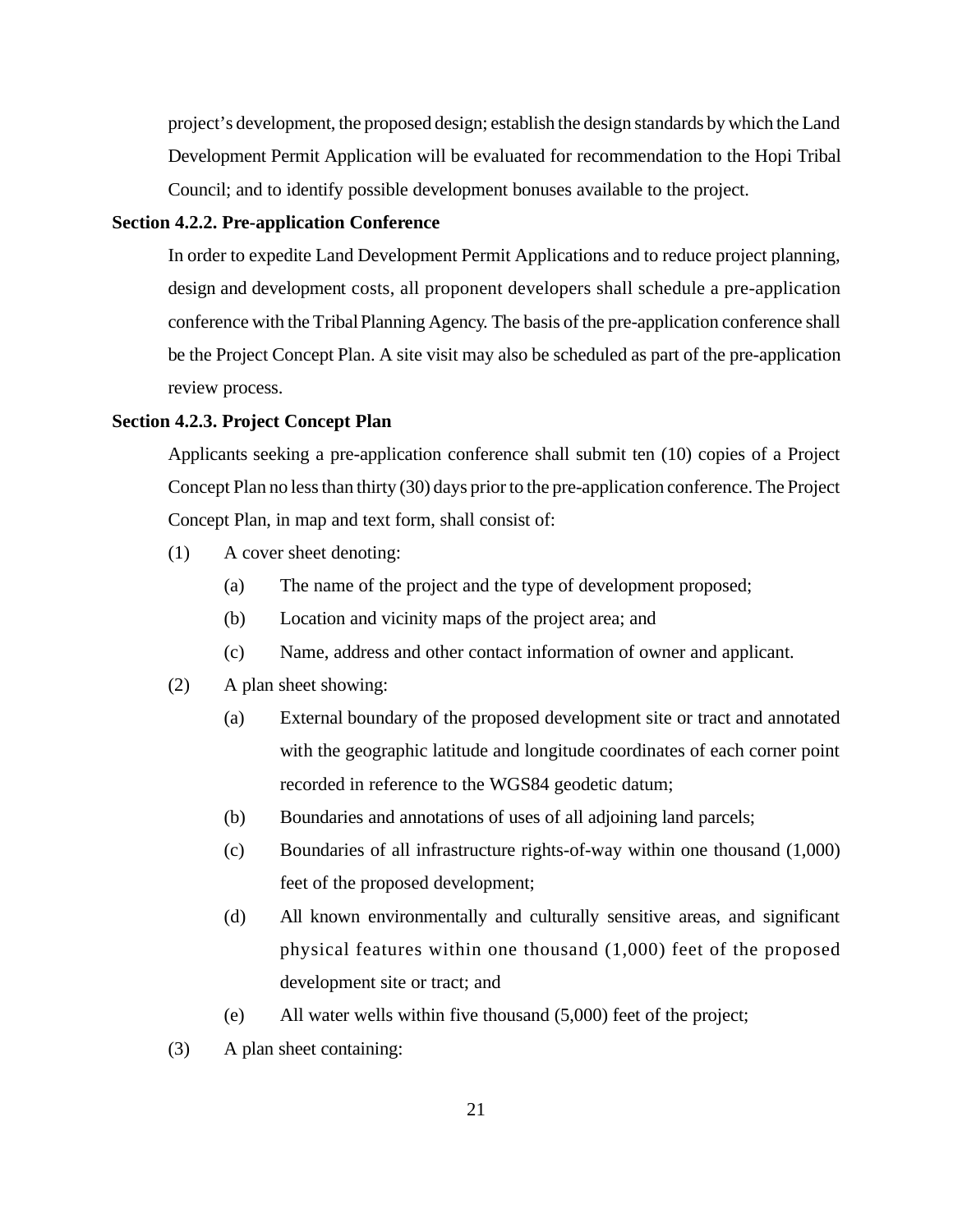project's development, the proposed design; establish the design standards by which the Land Development Permit Application will be evaluated for recommendation to the Hopi Tribal Council; and to identify possible development bonuses available to the project.

**Section 4.2.2. Pre-application Conference**

In order to expedite Land Development Permit Applications and to reduce project planning, design and development costs, all proponent developers shall schedule a pre-application conference with the Tribal Planning Agency. The basis of the pre-application conference shall be the Project Concept Plan. A site visit may also be scheduled as part of the pre-application review process.

**Section 4.2.3. Project Concept Plan**

Applicants seeking a pre-application conference shall submit ten (10) copies of a Project Concept Plan no less than thirty (30) days prior to the pre-application conference. The Project Concept Plan, in map and text form, shall consist of:

(1) A cover sheet denoting:

- (a) The name of the project and the type of development proposed;
- (b) Location and vicinity maps of the project area; and
- (c) Name, address and other contact information of owner and applicant.

(2) A plan sheet showing:

- (a) External boundary of the proposed development site or tract and annotated with the geographic latitude and longitude coordinates of each corner point recorded in reference to the WGS84 geodetic datum;
- (b) Boundaries and annotations of uses of all adjoining land parcels;
- (c) Boundaries of all infrastructure rights-of-way within one thousand (1,000) feet of the proposed development;
- (d) All known environmentally and culturally sensitive areas, and significant physical features within one thousand (1,000) feet of the proposed development site or tract; and
- (e) All water wells within five thousand (5,000) feet of the project;

(3) A plan sheet containing: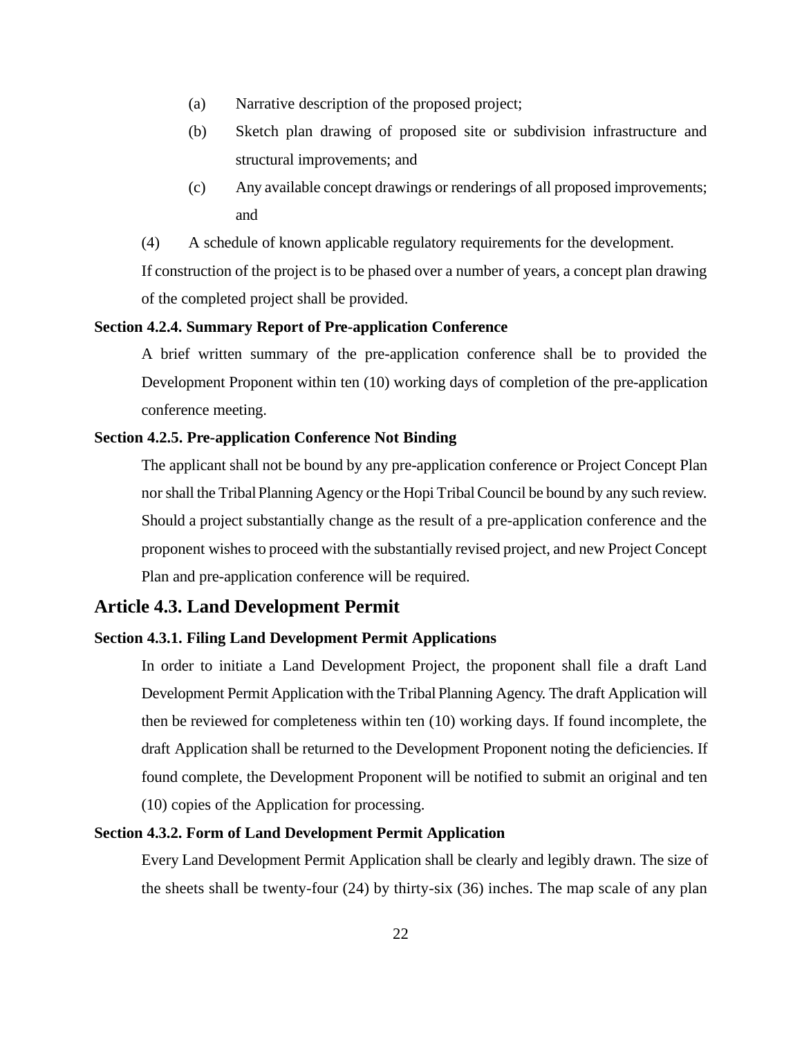(a) Narrative description of the proposed project;

(b) Sketch plan drawing of proposed site or subdivision infrastructure and structural improvements; and

(c) Any available concept drawings or renderings of all proposed improvements; and

(4) A schedule of known applicable regulatory requirements for the development.

If construction of the project is to be phased over a number of years, a concept plan drawing of the completed project shall be provided.

**Section 4.2.4. Summary Report of Pre-application Conference**

A brief written summary of the pre-application conference shall be to provided the Development Proponent within ten (10) working days of completion of the pre-application conference meeting.

**Section 4.2.5. Pre-application Conference Not Binding**

The applicant shall not be bound by any pre-application conference or Project Concept Plan nor shall the Tribal Planning Agency or the Hopi Tribal Council be bound by any such review. Should a project substantially change as the result of a pre-application conference and the proponent wishes to proceed with the substantially revised project, and new Project Concept Plan and pre-application conference will be required.

## Article 4.3. Land Development Permit

**Section 4.3.1. Filing Land Development Permit Applications**

In order to initiate a Land Development Project, the proponent shall file a draft Land Development Permit Application with the Tribal Planning Agency. The draft Application will then be reviewed for completeness within ten (10) working days. If found incomplete, the draft Application shall be returned to the Development Proponent noting the deficiencies. If found complete, the Development Proponent will be notified to submit an original and ten (10) copies of the Application for processing.

**Section 4.3.2. Form of Land Development Permit Application**

Every Land Development Permit Application shall be clearly and legibly drawn. The size of the sheets shall be twenty-four (24) by thirty-six (36) inches. The map scale of any plan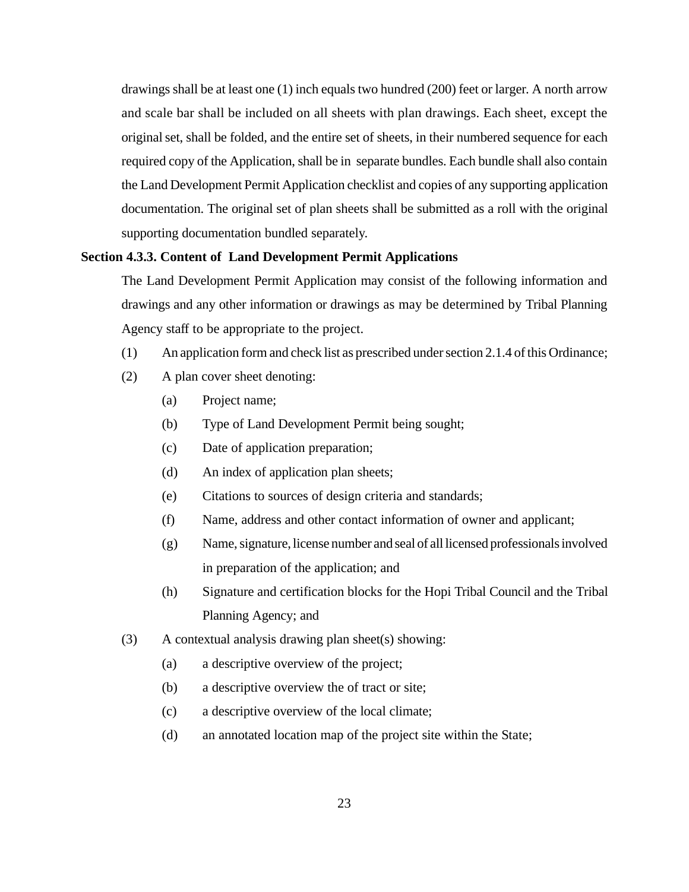drawings shall be at least one (1) inch equals two hundred (200) feet or larger. A north arrow and scale bar shall be included on all sheets with plan drawings. Each sheet, except the original set, shall be folded, and the entire set of sheets, in their numbered sequence for each required copy of the Application, shall be in separate bundles. Each bundle shall also contain the Land Development Permit Application checklist and copies of any supporting application documentation. The original set of plan sheets shall be submitted as a roll with the original supporting documentation bundled separately.

**Section 4.3.3. Content of Land Development Permit Applications**

The Land Development Permit Application may consist of the following information and drawings and any other information or drawings as may be determined by Tribal Planning Agency staff to be appropriate to the project.

(1) An application form and check list as prescribed under section 2.1.4 of this Ordinance;

(2) A plan cover sheet denoting:

  (a) Project name;

  (b) Type of Land Development Permit being sought;

  (c) Date of application preparation;

  (d) An index of application plan sheets;

  (e) Citations to sources of design criteria and standards;

  (f) Name, address and other contact information of owner and applicant;

  (g) Name, signature, license number and seal of all licensed professionals involved in preparation of the application; and

  (h) Signature and certification blocks for the Hopi Tribal Council and the Tribal Planning Agency; and

(3) A contextual analysis drawing plan sheet(s) showing:

  (a) a descriptive overview of the project;

  (b) a descriptive overview the of tract or site;

  (c) a descriptive overview of the local climate;

  (d) an annotated location map of the project site within the State;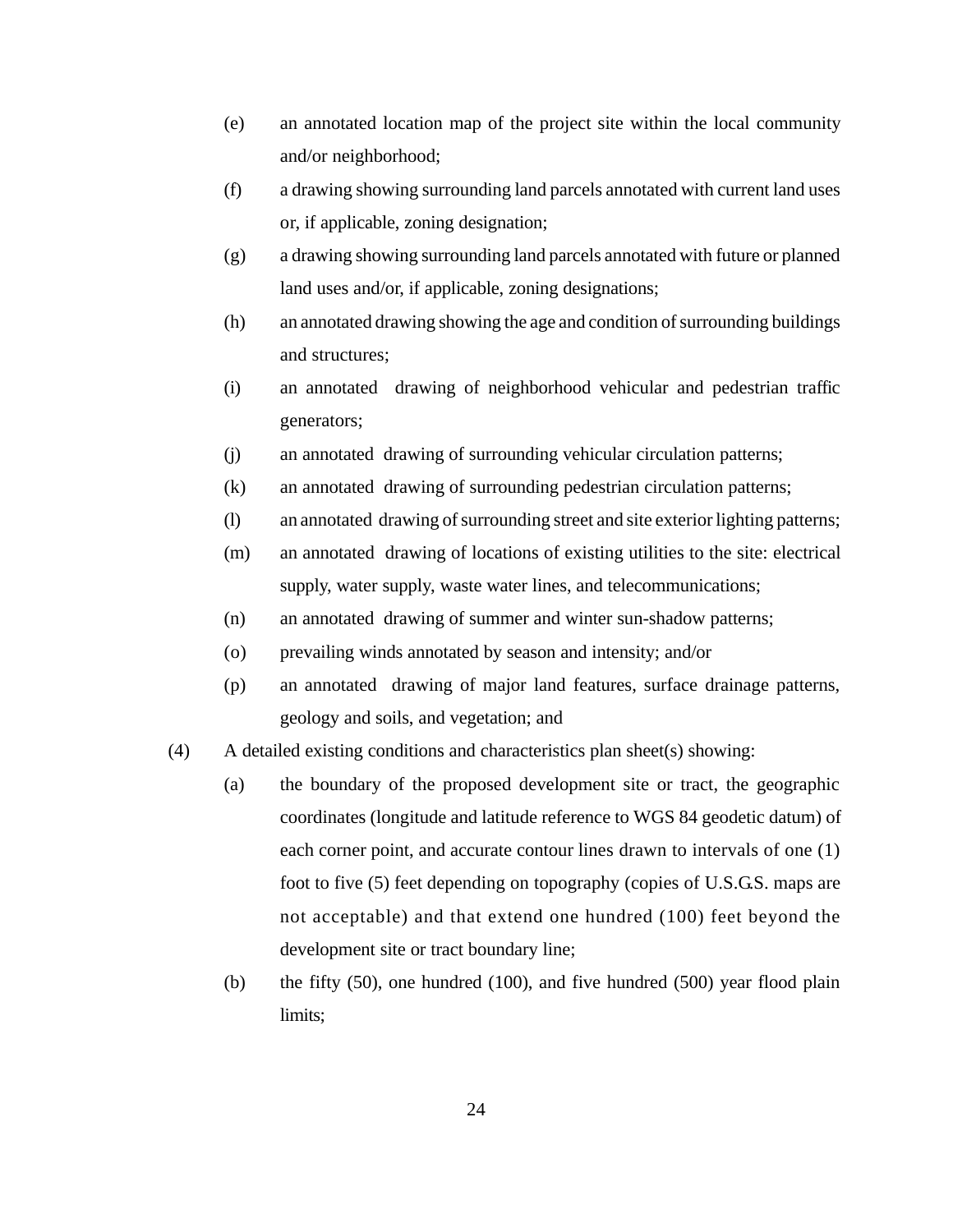(e) an annotated location map of the project site within the local community and/or neighborhood;

(f) a drawing showing surrounding land parcels annotated with current land uses or, if applicable, zoning designation;

(g) a drawing showing surrounding land parcels annotated with future or planned land uses and/or, if applicable, zoning designations;

(h) an annotated drawing showing the age and condition of surrounding buildings and structures;

(i) an annotated drawing of neighborhood vehicular and pedestrian traffic generators;

(j) an annotated drawing of surrounding vehicular circulation patterns;

(k) an annotated drawing of surrounding pedestrian circulation patterns;

(l) an annotated drawing of surrounding street and site exterior lighting patterns;

(m) an annotated drawing of locations of existing utilities to the site: electrical supply, water supply, waste water lines, and telecommunications;

(n) an annotated drawing of summer and winter sun-shadow patterns;

(o) prevailing winds annotated by season and intensity; and/or

(p) an annotated drawing of major land features, surface drainage patterns, geology and soils, and vegetation; and

(4) A detailed existing conditions and characteristics plan sheet(s) showing:

(a) the boundary of the proposed development site or tract, the geographic coordinates (longitude and latitude reference to WGS 84 geodetic datum) of each corner point, and accurate contour lines drawn to intervals of one (1) foot to five (5) feet depending on topography (copies of U.S.G.S. maps are not acceptable) and that extend one hundred (100) feet beyond the development site or tract boundary line;

(b) the fifty (50), one hundred (100), and five hundred (500) year flood plain limits;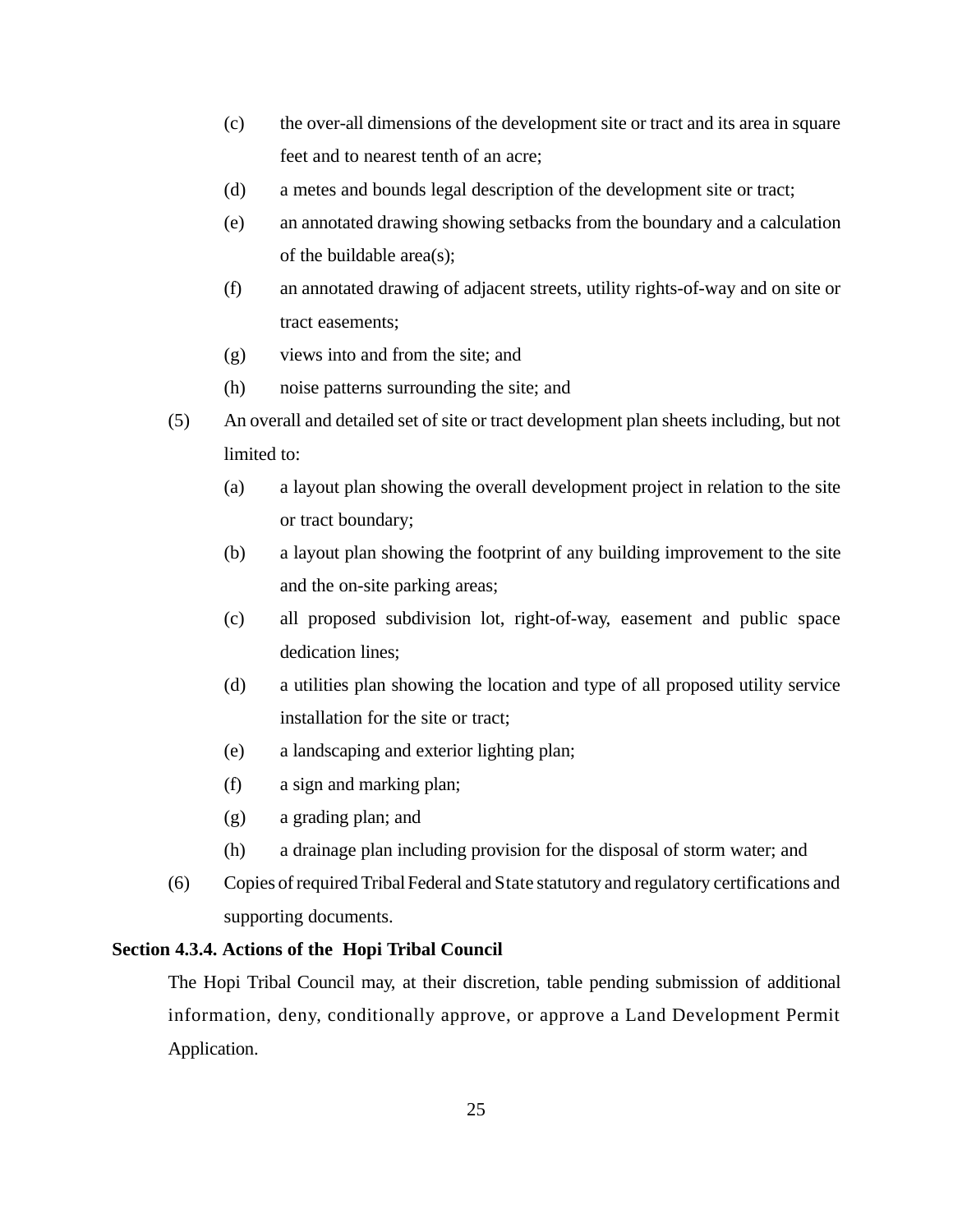(c) the over-all dimensions of the development site or tract and its area in square feet and to nearest tenth of an acre;

(d) a metes and bounds legal description of the development site or tract;

(e) an annotated drawing showing setbacks from the boundary and a calculation of the buildable area(s);

(f) an annotated drawing of adjacent streets, utility rights-of-way and on site or tract easements;

(g) views into and from the site; and

(h) noise patterns surrounding the site; and

(5) An overall and detailed set of site or tract development plan sheets including, but not limited to:

(a) a layout plan showing the overall development project in relation to the site or tract boundary;

(b) a layout plan showing the footprint of any building improvement to the site and the on-site parking areas;

(c) all proposed subdivision lot, right-of-way, easement and public space dedication lines;

(d) a utilities plan showing the location and type of all proposed utility service installation for the site or tract;

(e) a landscaping and exterior lighting plan;

(f) a sign and marking plan;

(g) a grading plan; and

(h) a drainage plan including provision for the disposal of storm water; and

(6) Copies of required Tribal Federal and State statutory and regulatory certifications and supporting documents.

**Section 4.3.4. Actions of the Hopi Tribal Council**

The Hopi Tribal Council may, at their discretion, table pending submission of additional information, deny, conditionally approve, or approve a Land Development Permit Application.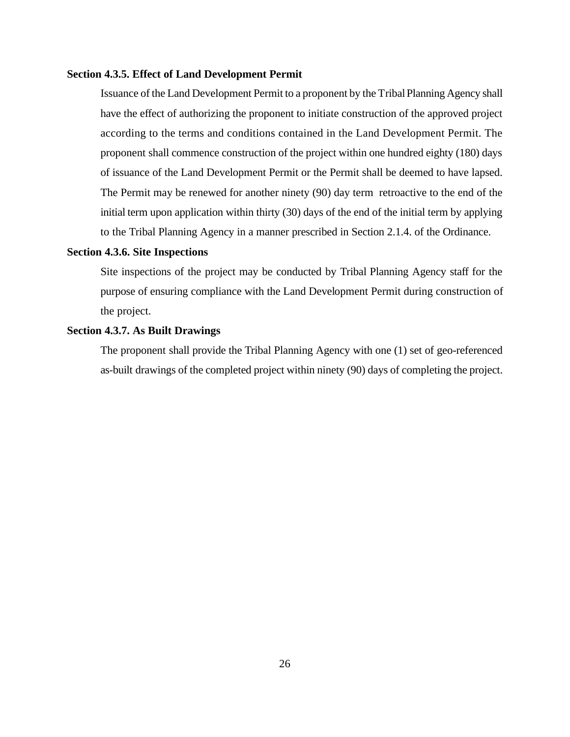**Section 4.3.5. Effect of Land Development Permit**

Issuance of the Land Development Permit to a proponent by the Tribal Planning Agency shall have the effect of authorizing the proponent to initiate construction of the approved project according to the terms and conditions contained in the Land Development Permit. The proponent shall commence construction of the project within one hundred eighty (180) days of issuance of the Land Development Permit or the Permit shall be deemed to have lapsed. The Permit may be renewed for another ninety (90) day term retroactive to the end of the initial term upon application within thirty (30) days of the end of the initial term by applying to the Tribal Planning Agency in a manner prescribed in Section 2.1.4. of the Ordinance.

**Section 4.3.6. Site Inspections**

Site inspections of the project may be conducted by Tribal Planning Agency staff for the purpose of ensuring compliance with the Land Development Permit during construction of the project.

**Section 4.3.7. As Built Drawings**

The proponent shall provide the Tribal Planning Agency with one (1) set of geo-referenced as-built drawings of the completed project within ninety (90) days of completing the project.